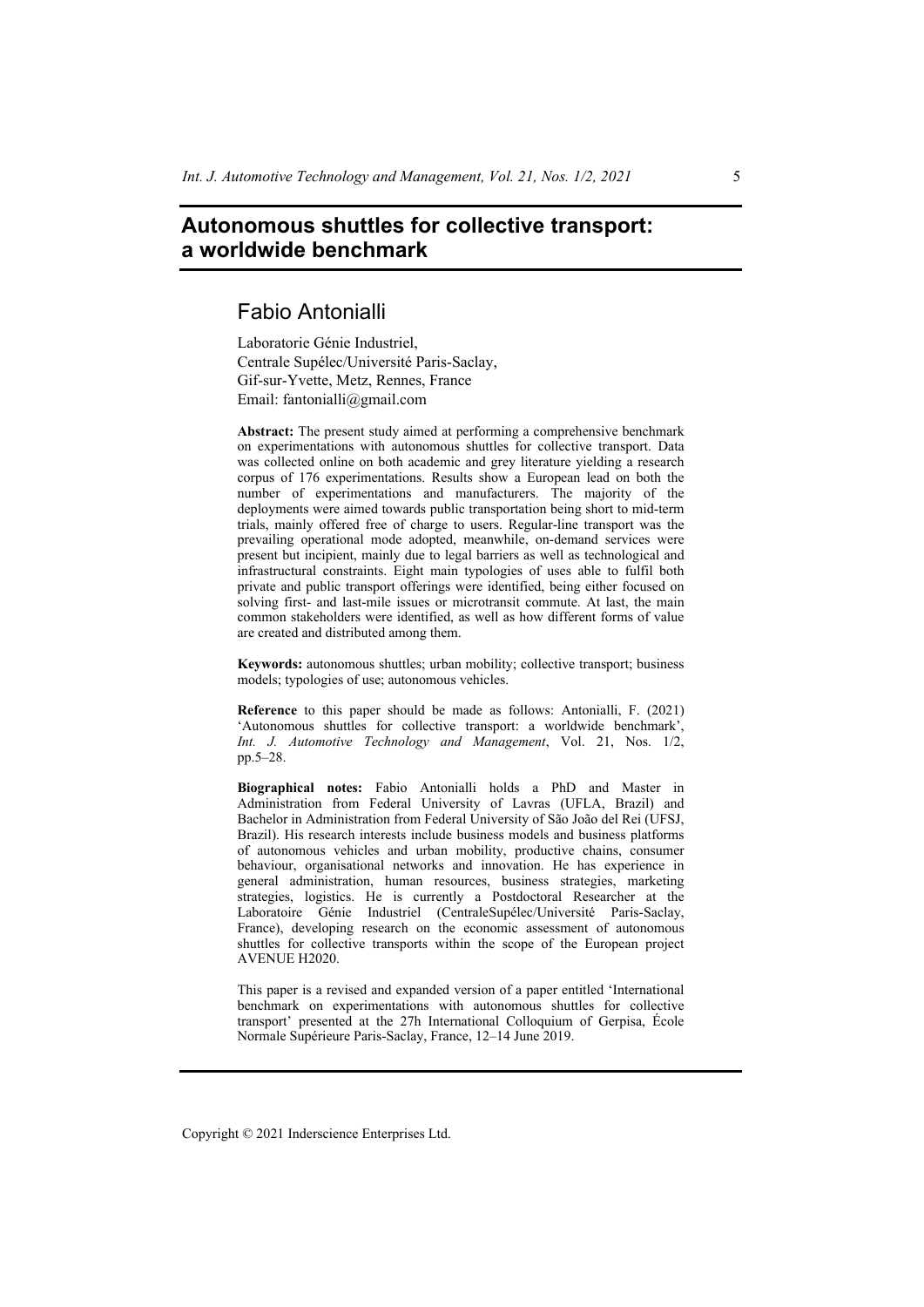# Autonomous shuttles for collective transport: a worldwide benchmark

## Fabio Antonialli

Laboratorie Génie Industriel,
Centrale Supélec/Université Paris-Saclay,
Gif-sur-Yvette, Metz, Rennes, France
Email: fantonialli@gmail.com

**Abstract:** The present study aimed at performing a comprehensive benchmark on experimentations with autonomous shuttles for collective transport. Data was collected online on both academic and grey literature yielding a research corpus of 176 experimentations. Results show a European lead on both the number of experimentations and manufacturers. The majority of the deployments were aimed towards public transportation being short to mid-term trials, mainly offered free of charge to users. Regular-line transport was the prevailing operational mode adopted, meanwhile, on-demand services were present but incipient, mainly due to legal barriers as well as technological and infrastructural constraints. Eight main typologies of uses able to fulfil both private and public transport offerings were identified, being either focused on solving first- and last-mile issues or microtransit commute. At last, the main common stakeholders were identified, as well as how different forms of value are created and distributed among them.

**Keywords:** autonomous shuttles; urban mobility; collective transport; business models; typologies of use; autonomous vehicles.

**Reference** to this paper should be made as follows: Antonialli, F. (2021) 'Autonomous shuttles for collective transport: a worldwide benchmark', *Int. J. Automotive Technology and Management*, Vol. 21, Nos. 1/2, pp.5–28.

**Biographical notes:** Fabio Antonialli holds a PhD and Master in Administration from Federal University of Lavras (UFLA, Brazil) and Bachelor in Administration from Federal University of São João del Rei (UFSJ, Brazil). His research interests include business models and business platforms of autonomous vehicles and urban mobility, productive chains, consumer behaviour, organisational networks and innovation. He has experience in general administration, human resources, business strategies, marketing strategies, logistics. He is currently a Postdoctoral Researcher at the Laboratoire Génie Industriel (CentraleSupélec/Université Paris-Saclay, France), developing research on the economic assessment of autonomous shuttles for collective transports within the scope of the European project AVENUE H2020.

This paper is a revised and expanded version of a paper entitled 'International benchmark on experimentations with autonomous shuttles for collective transport' presented at the 27h International Colloquium of Gerpisa, École Normale Supérieure Paris-Saclay, France, 12–14 June 2019.

Copyright © 2021 Inderscience Enterprises Ltd.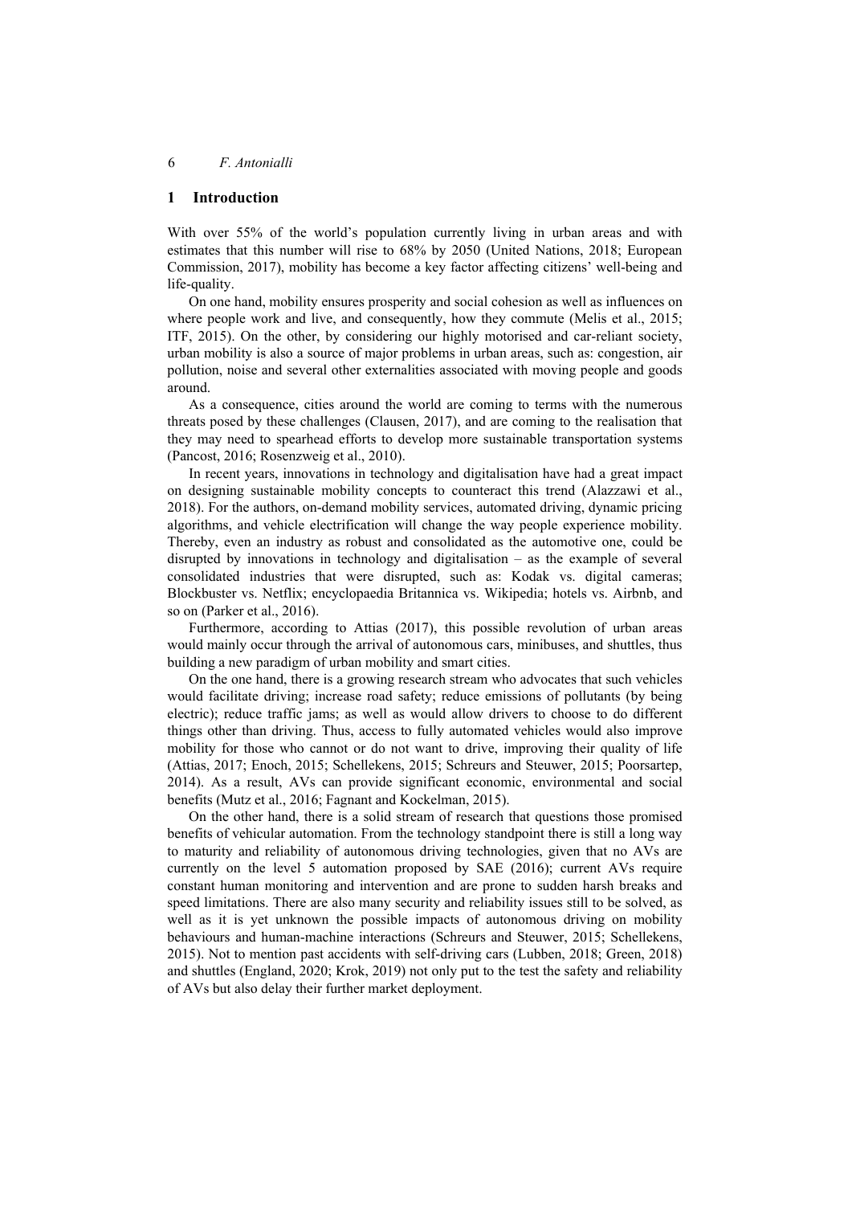## 1 Introduction

With over 55% of the world's population currently living in urban areas and with estimates that this number will rise to 68% by 2050 (United Nations, 2018; European Commission, 2017), mobility has become a key factor affecting citizens' well-being and life-quality.

On one hand, mobility ensures prosperity and social cohesion as well as influences on where people work and live, and consequently, how they commute (Melis et al., 2015; ITF, 2015). On the other, by considering our highly motorised and car-reliant society, urban mobility is also a source of major problems in urban areas, such as: congestion, air pollution, noise and several other externalities associated with moving people and goods around.

As a consequence, cities around the world are coming to terms with the numerous threats posed by these challenges (Clausen, 2017), and are coming to the realisation that they may need to spearhead efforts to develop more sustainable transportation systems (Pancost, 2016; Rosenzweig et al., 2010).

In recent years, innovations in technology and digitalisation have had a great impact on designing sustainable mobility concepts to counteract this trend (Alazzawi et al., 2018). For the authors, on-demand mobility services, automated driving, dynamic pricing algorithms, and vehicle electrification will change the way people experience mobility. Thereby, even an industry as robust and consolidated as the automotive one, could be disrupted by innovations in technology and digitalisation – as the example of several consolidated industries that were disrupted, such as: Kodak vs. digital cameras; Blockbuster vs. Netflix; encyclopaedia Britannica vs. Wikipedia; hotels vs. Airbnb, and so on (Parker et al., 2016).

Furthermore, according to Attias (2017), this possible revolution of urban areas would mainly occur through the arrival of autonomous cars, minibuses, and shuttles, thus building a new paradigm of urban mobility and smart cities.

On the one hand, there is a growing research stream who advocates that such vehicles would facilitate driving; increase road safety; reduce emissions of pollutants (by being electric); reduce traffic jams; as well as would allow drivers to choose to do different things other than driving. Thus, access to fully automated vehicles would also improve mobility for those who cannot or do not want to drive, improving their quality of life (Attias, 2017; Enoch, 2015; Schellekens, 2015; Schreurs and Steuwer, 2015; Poorsartep, 2014). As a result, AVs can provide significant economic, environmental and social benefits (Mutz et al., 2016; Fagnant and Kockelman, 2015).

On the other hand, there is a solid stream of research that questions those promised benefits of vehicular automation. From the technology standpoint there is still a long way to maturity and reliability of autonomous driving technologies, given that no AVs are currently on the level 5 automation proposed by SAE (2016); current AVs require constant human monitoring and intervention and are prone to sudden harsh breaks and speed limitations. There are also many security and reliability issues still to be solved, as well as it is yet unknown the possible impacts of autonomous driving on mobility behaviours and human-machine interactions (Schreurs and Steuwer, 2015; Schellekens, 2015). Not to mention past accidents with self-driving cars (Lubben, 2018; Green, 2018) and shuttles (England, 2020; Krok, 2019) not only put to the test the safety and reliability of AVs but also delay their further market deployment.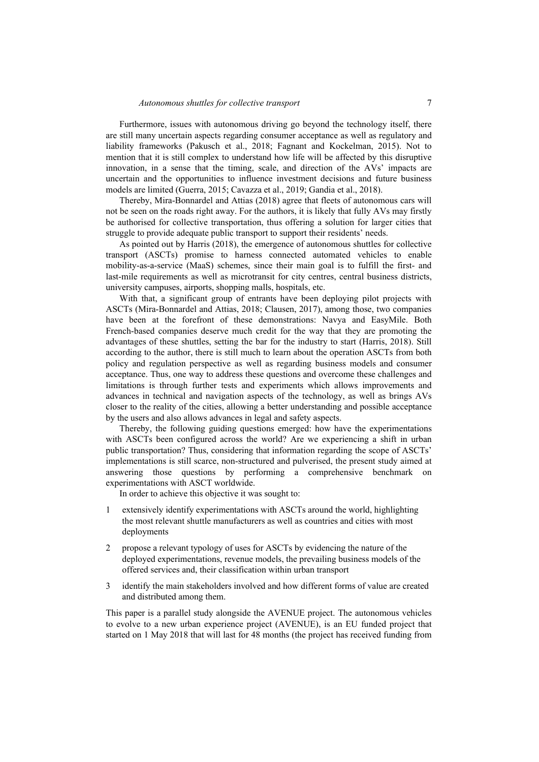Furthermore, issues with autonomous driving go beyond the technology itself, there are still many uncertain aspects regarding consumer acceptance as well as regulatory and liability frameworks (Pakusch et al., 2018; Fagnant and Kockelman, 2015). Not to mention that it is still complex to understand how life will be affected by this disruptive innovation, in a sense that the timing, scale, and direction of the AVs' impacts are uncertain and the opportunities to influence investment decisions and future business models are limited (Guerra, 2015; Cavazza et al., 2019; Gandia et al., 2018).

Thereby, Mira-Bonnardel and Attias (2018) agree that fleets of autonomous cars will not be seen on the roads right away. For the authors, it is likely that fully AVs may firstly be authorised for collective transportation, thus offering a solution for larger cities that struggle to provide adequate public transport to support their residents' needs.

As pointed out by Harris (2018), the emergence of autonomous shuttles for collective transport (ASCTs) promise to harness connected automated vehicles to enable mobility-as-a-service (MaaS) schemes, since their main goal is to fulfill the first- and last-mile requirements as well as microtransit for city centres, central business districts, university campuses, airports, shopping malls, hospitals, etc.

With that, a significant group of entrants have been deploying pilot projects with ASCTs (Mira-Bonnardel and Attias, 2018; Clausen, 2017), among those, two companies have been at the forefront of these demonstrations: Navya and EasyMile. Both French-based companies deserve much credit for the way that they are promoting the advantages of these shuttles, setting the bar for the industry to start (Harris, 2018). Still according to the author, there is still much to learn about the operation ASCTs from both policy and regulation perspective as well as regarding business models and consumer acceptance. Thus, one way to address these questions and overcome these challenges and limitations is through further tests and experiments which allows improvements and advances in technical and navigation aspects of the technology, as well as brings AVs closer to the reality of the cities, allowing a better understanding and possible acceptance by the users and also allows advances in legal and safety aspects.

Thereby, the following guiding questions emerged: how have the experimentations with ASCTs been configured across the world? Are we experiencing a shift in urban public transportation? Thus, considering that information regarding the scope of ASCTs' implementations is still scarce, non-structured and pulverised, the present study aimed at answering those questions by performing a comprehensive benchmark on experimentations with ASCT worldwide.

In order to achieve this objective it was sought to:

1. extensively identify experimentations with ASCTs around the world, highlighting the most relevant shuttle manufacturers as well as countries and cities with most deployments
2. propose a relevant typology of uses for ASCTs by evidencing the nature of the deployed experimentations, revenue models, the prevailing business models of the offered services and, their classification within urban transport
3. identify the main stakeholders involved and how different forms of value are created and distributed among them.

This paper is a parallel study alongside the AVENUE project. The autonomous vehicles to evolve to a new urban experience project (AVENUE), is an EU funded project that started on 1 May 2018 that will last for 48 months (the project has received funding from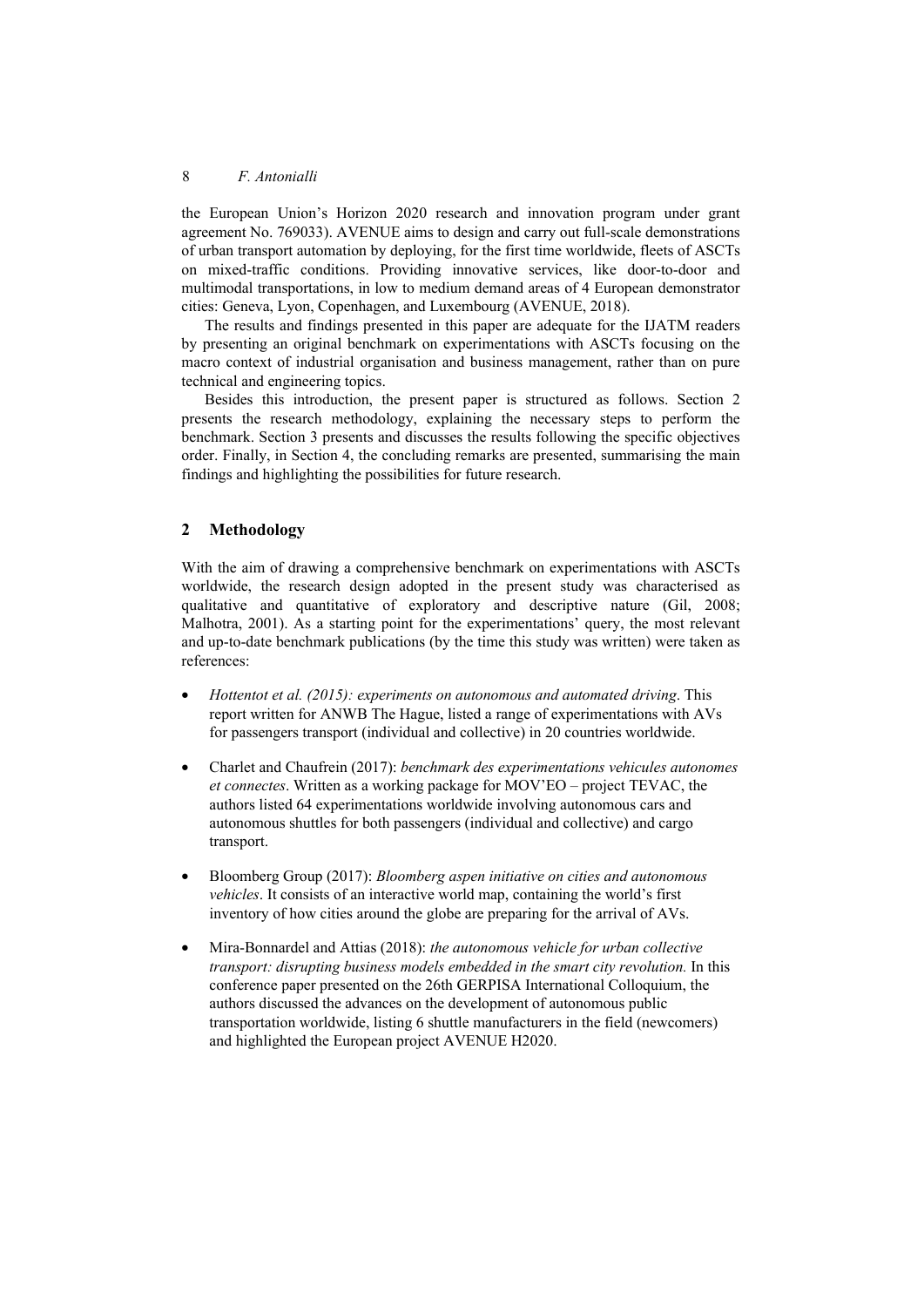the European Union's Horizon 2020 research and innovation program under grant agreement No. 769033). AVENUE aims to design and carry out full-scale demonstrations of urban transport automation by deploying, for the first time worldwide, fleets of ASCTs on mixed-traffic conditions. Providing innovative services, like door-to-door and multimodal transportations, in low to medium demand areas of 4 European demonstrator cities: Geneva, Lyon, Copenhagen, and Luxembourg (AVENUE, 2018).

The results and findings presented in this paper are adequate for the IJATM readers by presenting an original benchmark on experimentations with ASCTs focusing on the macro context of industrial organisation and business management, rather than on pure technical and engineering topics.

Besides this introduction, the present paper is structured as follows. Section 2 presents the research methodology, explaining the necessary steps to perform the benchmark. Section 3 presents and discusses the results following the specific objectives order. Finally, in Section 4, the concluding remarks are presented, summarising the main findings and highlighting the possibilities for future research.

## 2 Methodology

With the aim of drawing a comprehensive benchmark on experimentations with ASCTs worldwide, the research design adopted in the present study was characterised as qualitative and quantitative of exploratory and descriptive nature (Gil, 2008; Malhotra, 2001). As a starting point for the experimentations' query, the most relevant and up-to-date benchmark publications (by the time this study was written) were taken as references:

- *Hottentot et al. (2015): experiments on autonomous and automated driving*. This report written for ANWB The Hague, listed a range of experimentations with AVs for passengers transport (individual and collective) in 20 countries worldwide.
- Charlet and Chaufrein (2017): *benchmark des experimentations vehicules autonomes et connectes*. Written as a working package for MOV'EO – project TEVAC, the authors listed 64 experimentations worldwide involving autonomous cars and autonomous shuttles for both passengers (individual and collective) and cargo transport.
- Bloomberg Group (2017): *Bloomberg aspen initiative on cities and autonomous vehicles*. It consists of an interactive world map, containing the world's first inventory of how cities around the globe are preparing for the arrival of AVs.
- Mira-Bonnardel and Attias (2018): *the autonomous vehicle for urban collective transport: disrupting business models embedded in the smart city revolution.* In this conference paper presented on the 26th GERPISA International Colloquium, the authors discussed the advances on the development of autonomous public transportation worldwide, listing 6 shuttle manufacturers in the field (newcomers) and highlighted the European project AVENUE H2020.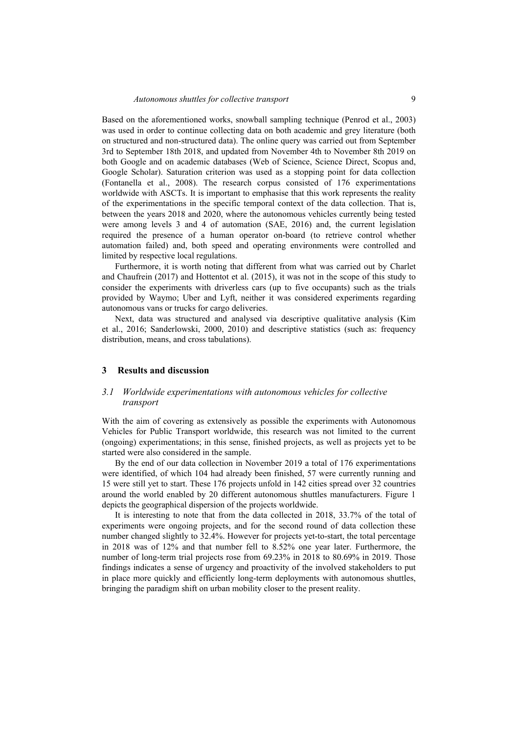Based on the aforementioned works, snowball sampling technique (Penrod et al., 2003) was used in order to continue collecting data on both academic and grey literature (both on structured and non-structured data). The online query was carried out from September 3rd to September 18th 2018, and updated from November 4th to November 8th 2019 on both Google and on academic databases (Web of Science, Science Direct, Scopus and, Google Scholar). Saturation criterion was used as a stopping point for data collection (Fontanella et al., 2008). The research corpus consisted of 176 experimentations worldwide with ASCTs. It is important to emphasise that this work represents the reality of the experimentations in the specific temporal context of the data collection. That is, between the years 2018 and 2020, where the autonomous vehicles currently being tested were among levels 3 and 4 of automation (SAE, 2016) and, the current legislation required the presence of a human operator on-board (to retrieve control whether automation failed) and, both speed and operating environments were controlled and limited by respective local regulations.

Furthermore, it is worth noting that different from what was carried out by Charlet and Chaufrein (2017) and Hottentot et al. (2015), it was not in the scope of this study to consider the experiments with driverless cars (up to five occupants) such as the trials provided by Waymo; Uber and Lyft, neither it was considered experiments regarding autonomous vans or trucks for cargo deliveries.

Next, data was structured and analysed via descriptive qualitative analysis (Kim et al., 2016; Sanderlowski, 2000, 2010) and descriptive statistics (such as: frequency distribution, means, and cross tabulations).

## 3 Results and discussion

### *3.1 Worldwide experimentations with autonomous vehicles for collective transport*

With the aim of covering as extensively as possible the experiments with Autonomous Vehicles for Public Transport worldwide, this research was not limited to the current (ongoing) experimentations; in this sense, finished projects, as well as projects yet to be started were also considered in the sample.

By the end of our data collection in November 2019 a total of 176 experimentations were identified, of which 104 had already been finished, 57 were currently running and 15 were still yet to start. These 176 projects unfold in 142 cities spread over 32 countries around the world enabled by 20 different autonomous shuttles manufacturers. Figure 1 depicts the geographical dispersion of the projects worldwide.

It is interesting to note that from the data collected in 2018, 33.7% of the total of experiments were ongoing projects, and for the second round of data collection these number changed slightly to 32.4%. However for projects yet-to-start, the total percentage in 2018 was of 12% and that number fell to 8.52% one year later. Furthermore, the number of long-term trial projects rose from 69.23% in 2018 to 80.69% in 2019. Those findings indicates a sense of urgency and proactivity of the involved stakeholders to put in place more quickly and efficiently long-term deployments with autonomous shuttles, bringing the paradigm shift on urban mobility closer to the present reality.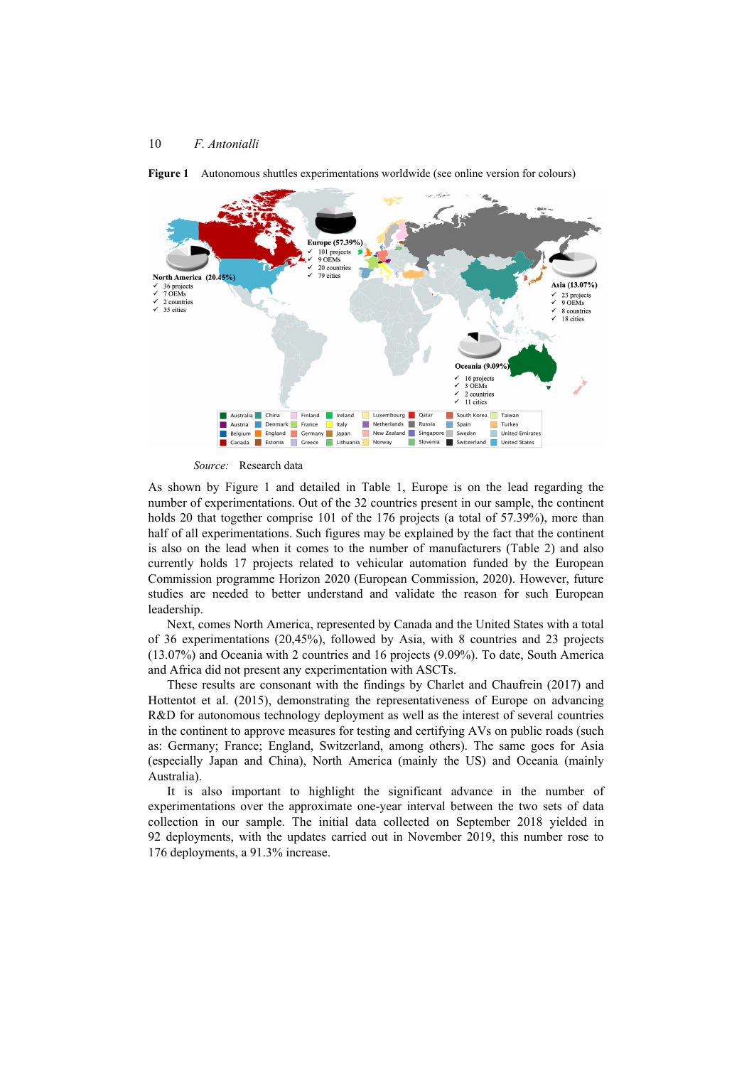**Figure 1** Autonomous shuttles experimentations worldwide (see online version for colours)

*Source:* Research data

As shown by Figure 1 and detailed in Table 1, Europe is on the lead regarding the number of experimentations. Out of the 32 countries present in our sample, the continent holds 20 that together comprise 101 of the 176 projects (a total of 57.39%), more than half of all experimentations. Such figures may be explained by the fact that the continent is also on the lead when it comes to the number of manufacturers (Table 2) and also currently holds 17 projects related to vehicular automation funded by the European Commission programme Horizon 2020 (European Commission, 2020). However, future studies are needed to better understand and validate the reason for such European leadership.

Next, comes North America, represented by Canada and the United States with a total of 36 experimentations (20,45%), followed by Asia, with 8 countries and 23 projects (13.07%) and Oceania with 2 countries and 16 projects (9.09%). To date, South America and Africa did not present any experimentation with ASCTs.

These results are consonant with the findings by Charlet and Chaufrein (2017) and Hottentot et al. (2015), demonstrating the representativeness of Europe on advancing R&D for autonomous technology deployment as well as the interest of several countries in the continent to approve measures for testing and certifying AVs on public roads (such as: Germany; France; England, Switzerland, among others). The same goes for Asia (especially Japan and China), North America (mainly the US) and Oceania (mainly Australia).

It is also important to highlight the significant advance in the number of experimentations over the approximate one-year interval between the two sets of data collection in our sample. The initial data collected on September 2018 yielded in 92 deployments, with the updates carried out in November 2019, this number rose to 176 deployments, a 91.3% increase.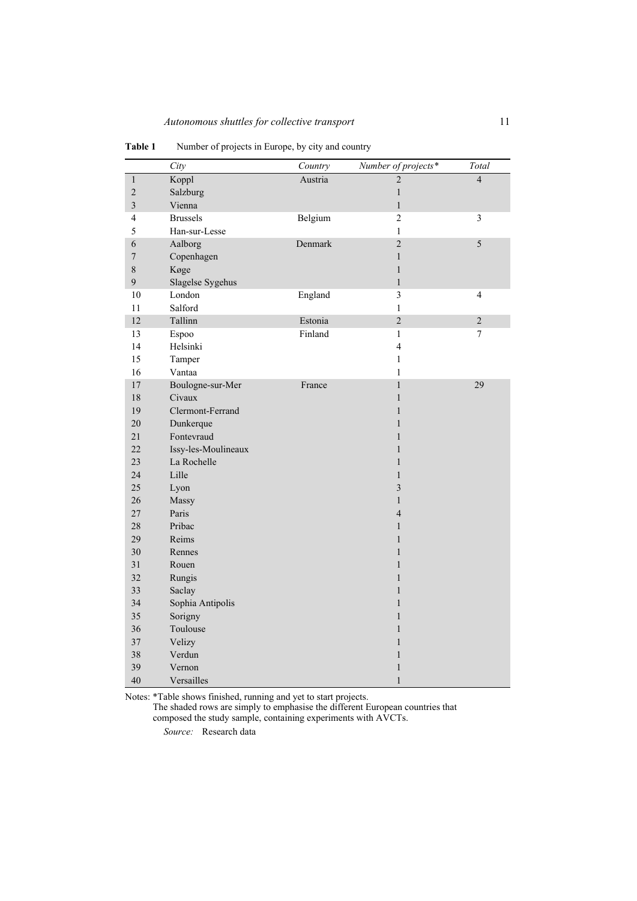**Table 1** Number of projects in Europe, by city and country

| | *City* | *Country* | *Number of projects\** | *Total* |
|---|---|---|---|---|
| 1 | Koppl | Austria | 2 | 4 |
| 2 | Salzburg | | 1 | |
| 3 | Vienna | | 1 | |
| 4 | Brussels | Belgium | 2 | 3 |
| 5 | Han-sur-Lesse | | 1 | |
| 6 | Aalborg | Denmark | 2 | 5 |
| 7 | Copenhagen | | 1 | |
| 8 | Køge | | 1 | |
| 9 | Slagelse Sygehus | | 1 | |
| 10 | London | England | 3 | 4 |
| 11 | Salford | | 1 | |
| 12 | Tallinn | Estonia | 2 | 2 |
| 13 | Espoo | Finland | 1 | 7 |
| 14 | Helsinki | | 4 | |
| 15 | Tamper | | 1 | |
| 16 | Vantaa | | 1 | |
| 17 | Boulogne-sur-Mer | France | 1 | 29 |
| 18 | Civaux | | 1 | |
| 19 | Clermont-Ferrand | | 1 | |
| 20 | Dunkerque | | 1 | |
| 21 | Fontevraud | | 1 | |
| 22 | Issy-les-Moulineaux | | 1 | |
| 23 | La Rochelle | | 1 | |
| 24 | Lille | | 1 | |
| 25 | Lyon | | 3 | |
| 26 | Massy | | 1 | |
| 27 | Paris | | 4 | |
| 28 | Pribac | | 1 | |
| 29 | Reims | | 1 | |
| 30 | Rennes | | 1 | |
| 31 | Rouen | | 1 | |
| 32 | Rungis | | 1 | |
| 33 | Saclay | | 1 | |
| 34 | Sophia Antipolis | | 1 | |
| 35 | Sorigny | | 1 | |
| 36 | Toulouse | | 1 | |
| 37 | Velizy | | 1 | |
| 38 | Verdun | | 1 | |
| 39 | Vernon | | 1 | |
| 40 | Versailles | | 1 | |

Notes: *Table shows finished, running and yet to start projects.
The shaded rows are simply to emphasise the different European countries that composed the study sample, containing experiments with AVCTs.

*Source:* Research data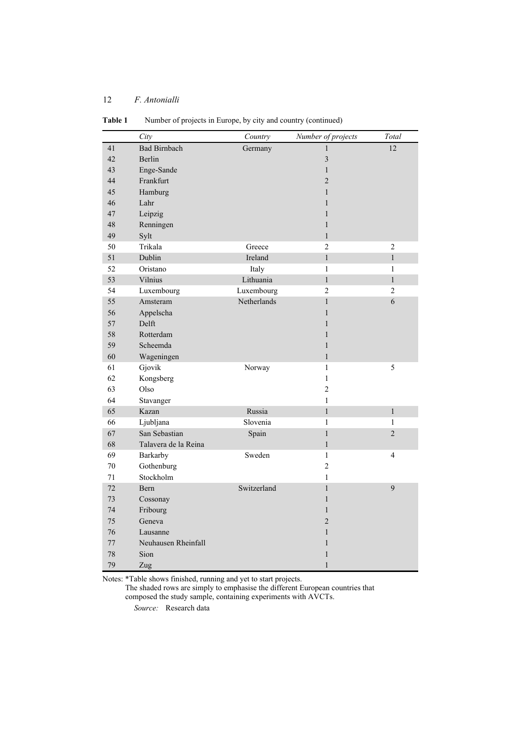**Table 1** Number of projects in Europe, by city and country (continued)

| | *City* | *Country* | *Number of projects* | *Total* |
|---|---|---|---|---|
| 41 | Bad Birnbach | Germany | 1 | 12 |
| 42 | Berlin | | 3 | |
| 43 | Enge-Sande | | 1 | |
| 44 | Frankfurt | | 2 | |
| 45 | Hamburg | | 1 | |
| 46 | Lahr | | 1 | |
| 47 | Leipzig | | 1 | |
| 48 | Renningen | | 1 | |
| 49 | Sylt | | 1 | |
| 50 | Trikala | Greece | 2 | 2 |
| 51 | Dublin | Ireland | 1 | 1 |
| 52 | Oristano | Italy | 1 | 1 |
| 53 | Vilnius | Lithuania | 1 | 1 |
| 54 | Luxembourg | Luxembourg | 2 | 2 |
| 55 | Amsteram | Netherlands | 1 | 6 |
| 56 | Appelscha | | 1 | |
| 57 | Delft | | 1 | |
| 58 | Rotterdam | | 1 | |
| 59 | Scheemda | | 1 | |
| 60 | Wageningen | | 1 | |
| 61 | Gjovik | Norway | 1 | 5 |
| 62 | Kongsberg | | 1 | |
| 63 | Olso | | 2 | |
| 64 | Stavanger | | 1 | |
| 65 | Kazan | Russia | 1 | 1 |
| 66 | Ljubljana | Slovenia | 1 | 1 |
| 67 | San Sebastian | Spain | 1 | 2 |
| 68 | Talavera de la Reina | | 1 | |
| 69 | Barkarby | Sweden | 1 | 4 |
| 70 | Gothenburg | | 2 | |
| 71 | Stockholm | | 1 | |
| 72 | Bern | Switzerland | 1 | 9 |
| 73 | Cossonay | | 1 | |
| 74 | Fribourg | | 1 | |
| 75 | Geneva | | 2 | |
| 76 | Lausanne | | 1 | |
| 77 | Neuhausen Rheinfall | | 1 | |
| 78 | Sion | | 1 | |
| 79 | Zug | | 1 | |

Notes: *Table shows finished, running and yet to start projects.
The shaded rows are simply to emphasise the different European countries that composed the study sample, containing experiments with AVCTs.

*Source:* Research data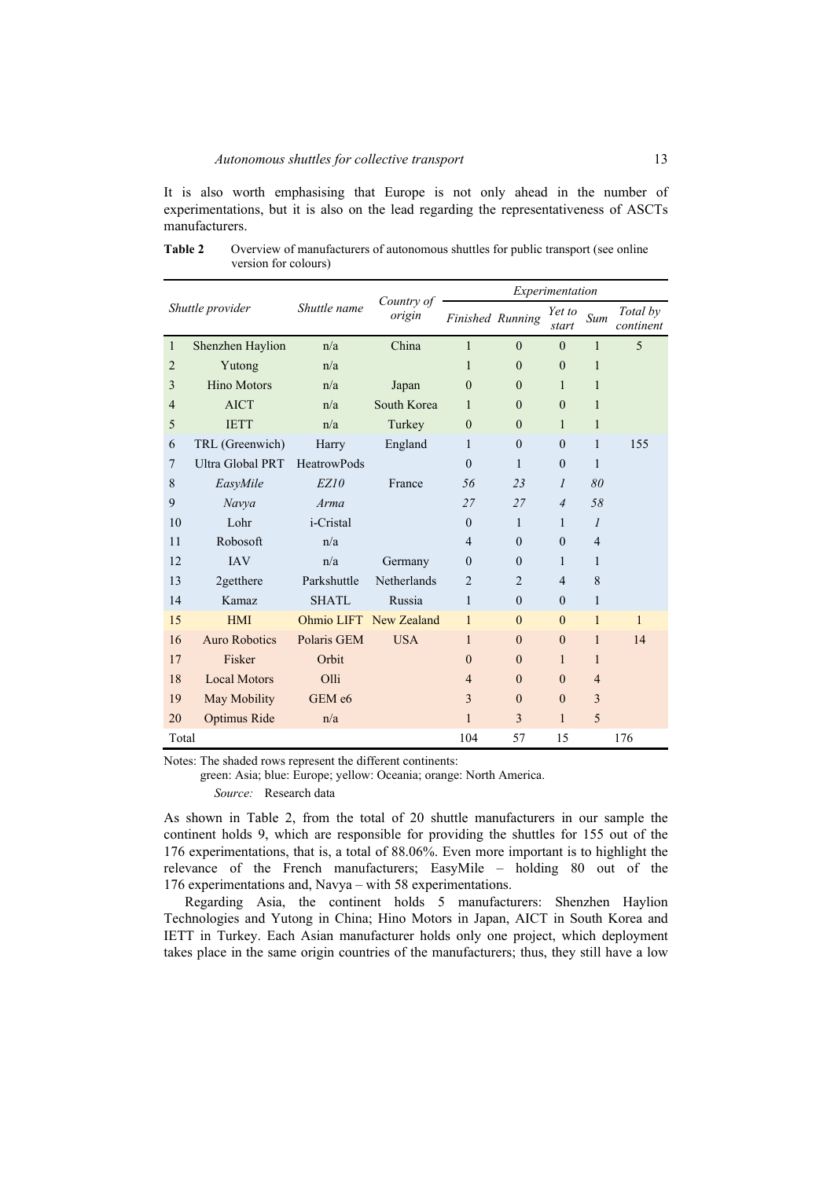It is also worth emphasising that Europe is not only ahead in the number of experimentations, but it is also on the lead regarding the representativeness of ASCTs manufacturers.

**Table 2** Overview of manufacturers of autonomous shuttles for public transport (see online version for colours)

| | *Shuttle provider* | *Shuttle name* | *Country of origin* | *Experimentation* | | | | |
|---|---|---|---|---|---|---|---|---|
| | | | | *Finished* | *Running* | *Yet to start* | *Sum* | *Total by continent* |
| 1 | Shenzhen Haylion | n/a | China | 1 | 0 | 0 | 1 | 5 |
| 2 | Yutong | n/a | | 1 | 0 | 0 | 1 | |
| 3 | Hino Motors | n/a | Japan | 0 | 0 | 1 | 1 | |
| 4 | AICT | n/a | South Korea | 1 | 0 | 0 | 1 | |
| 5 | IETT | n/a | Turkey | 0 | 0 | 1 | 1 | |
| 6 | TRL (Greenwich) | Harry | England | 1 | 0 | 0 | 1 | 155 |
| 7 | Ultra Global PRT | HeatrowPods | | 0 | 1 | 0 | 1 | |
| 8 | *EasyMile* | *EZ10* | France | *56* | *23* | *1* | *80* | |
| 9 | *Navya* | *Arma* | | *27* | *27* | *4* | *58* | |
| 10 | Lohr | i-Cristal | | 0 | 1 | 1 | *1* | |
| 11 | Robosoft | n/a | | 4 | 0 | 0 | 4 | |
| 12 | IAV | n/a | Germany | 0 | 0 | 1 | 1 | |
| 13 | 2getthere | Parkshuttle | Netherlands | 2 | 2 | 4 | 8 | |
| 14 | Kamaz | SHATL | Russia | 1 | 0 | 0 | 1 | |
| 15 | HMI | Ohmio LIFT | New Zealand | 1 | 0 | 0 | 1 | 1 |
| 16 | Auro Robotics | Polaris GEM | USA | 1 | 0 | 0 | 1 | 14 |
| 17 | Fisker | Orbit | | 0 | 0 | 1 | 1 | |
| 18 | Local Motors | Olli | | 4 | 0 | 0 | 4 | |
| 19 | May Mobility | GEM e6 | | 3 | 0 | 0 | 3 | |
| 20 | Optimus Ride | n/a | | 1 | 3 | 1 | 5 | |
| Total | | | | 104 | 57 | 15 | | 176 |

Notes: The shaded rows represent the different continents:
green: Asia; blue: Europe; yellow: Oceania; orange: North America.

*Source:* Research data

As shown in Table 2, from the total of 20 shuttle manufacturers in our sample the continent holds 9, which are responsible for providing the shuttles for 155 out of the 176 experimentations, that is, a total of 88.06%. Even more important is to highlight the relevance of the French manufacturers; EasyMile – holding 80 out of the 176 experimentations and, Navya – with 58 experimentations.

Regarding Asia, the continent holds 5 manufacturers: Shenzhen Haylion Technologies and Yutong in China; Hino Motors in Japan, AICT in South Korea and IETT in Turkey. Each Asian manufacturer holds only one project, which deployment takes place in the same origin countries of the manufacturers; thus, they still have a low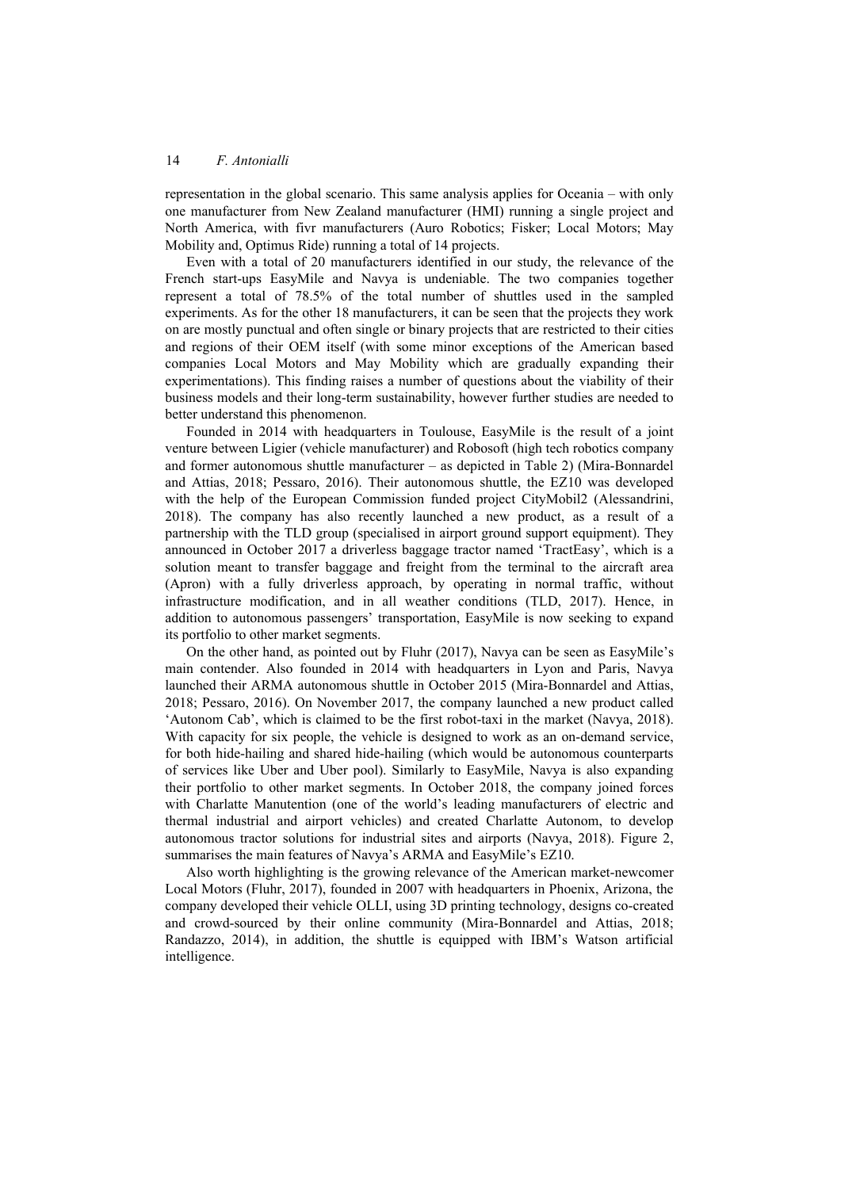representation in the global scenario. This same analysis applies for Oceania – with only one manufacturer from New Zealand manufacturer (HMI) running a single project and North America, with fivr manufacturers (Auro Robotics; Fisker; Local Motors; May Mobility and, Optimus Ride) running a total of 14 projects.

Even with a total of 20 manufacturers identified in our study, the relevance of the French start-ups EasyMile and Navya is undeniable. The two companies together represent a total of 78.5% of the total number of shuttles used in the sampled experiments. As for the other 18 manufacturers, it can be seen that the projects they work on are mostly punctual and often single or binary projects that are restricted to their cities and regions of their OEM itself (with some minor exceptions of the American based companies Local Motors and May Mobility which are gradually expanding their experimentations). This finding raises a number of questions about the viability of their business models and their long-term sustainability, however further studies are needed to better understand this phenomenon.

Founded in 2014 with headquarters in Toulouse, EasyMile is the result of a joint venture between Ligier (vehicle manufacturer) and Robosoft (high tech robotics company and former autonomous shuttle manufacturer – as depicted in Table 2) (Mira-Bonnardel and Attias, 2018; Pessaro, 2016). Their autonomous shuttle, the EZ10 was developed with the help of the European Commission funded project CityMobil2 (Alessandrini, 2018). The company has also recently launched a new product, as a result of a partnership with the TLD group (specialised in airport ground support equipment). They announced in October 2017 a driverless baggage tractor named 'TractEasy', which is a solution meant to transfer baggage and freight from the terminal to the aircraft area (Apron) with a fully driverless approach, by operating in normal traffic, without infrastructure modification, and in all weather conditions (TLD, 2017). Hence, in addition to autonomous passengers' transportation, EasyMile is now seeking to expand its portfolio to other market segments.

On the other hand, as pointed out by Fluhr (2017), Navya can be seen as EasyMile's main contender. Also founded in 2014 with headquarters in Lyon and Paris, Navya launched their ARMA autonomous shuttle in October 2015 (Mira-Bonnardel and Attias, 2018; Pessaro, 2016). On November 2017, the company launched a new product called 'Autonom Cab', which is claimed to be the first robot-taxi in the market (Navya, 2018). With capacity for six people, the vehicle is designed to work as an on-demand service, for both hide-hailing and shared hide-hailing (which would be autonomous counterparts of services like Uber and Uber pool). Similarly to EasyMile, Navya is also expanding their portfolio to other market segments. In October 2018, the company joined forces with Charlatte Manutention (one of the world's leading manufacturers of electric and thermal industrial and airport vehicles) and created Charlatte Autonom, to develop autonomous tractor solutions for industrial sites and airports (Navya, 2018). Figure 2, summarises the main features of Navya's ARMA and EasyMile's EZ10.

Also worth highlighting is the growing relevance of the American market-newcomer Local Motors (Fluhr, 2017), founded in 2007 with headquarters in Phoenix, Arizona, the company developed their vehicle OLLI, using 3D printing technology, designs co-created and crowd-sourced by their online community (Mira-Bonnardel and Attias, 2018; Randazzo, 2014), in addition, the shuttle is equipped with IBM's Watson artificial intelligence.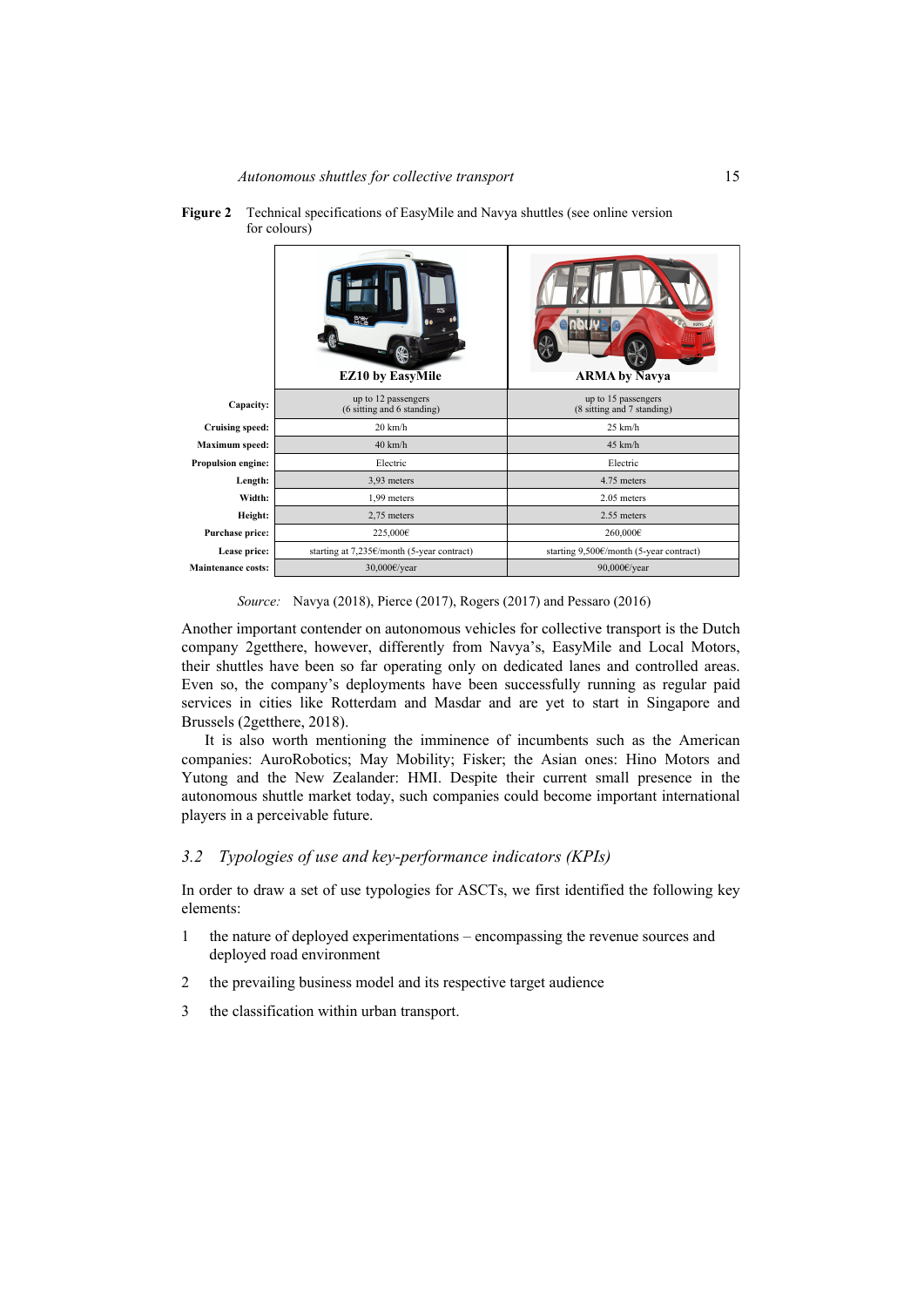**Figure 2** Technical specifications of EasyMile and Navya shuttles (see online version for colours)

| | EZ10 by EasyMile | ARMA by Navya |
|---|---|---|
| **Capacity:** | up to 12 passengers (6 sitting and 6 standing) | up to 15 passengers (8 sitting and 7 standing) |
| **Cruising speed:** | 20 km/h | 25 km/h |
| **Maximum speed:** | 40 km/h | 45 km/h |
| **Propulsion engine:** | Electric | Electric |
| **Length:** | 3,93 meters | 4.75 meters |
| **Width:** | 1,99 meters | 2.05 meters |
| **Height:** | 2,75 meters | 2.55 meters |
| **Purchase price:** | 225,000€ | 260,000€ |
| **Lease price:** | starting at 7,235€/month (5-year contract) | starting 9,500€/month (5-year contract) |
| **Maintenance costs:** | 30,000€/year | 90,000€/year |

*Source:* Navya (2018), Pierce (2017), Rogers (2017) and Pessaro (2016)

Another important contender on autonomous vehicles for collective transport is the Dutch company 2getthere, however, differently from Navya's, EasyMile and Local Motors, their shuttles have been so far operating only on dedicated lanes and controlled areas. Even so, the company's deployments have been successfully running as regular paid services in cities like Rotterdam and Masdar and are yet to start in Singapore and Brussels (2getthere, 2018).

It is also worth mentioning the imminence of incumbents such as the American companies: AuroRobotics; May Mobility; Fisker; the Asian ones: Hino Motors and Yutong and the New Zealander: HMI. Despite their current small presence in the autonomous shuttle market today, such companies could become important international players in a perceivable future.

### *3.2 Typologies of use and key-performance indicators (KPIs)*

In order to draw a set of use typologies for ASCTs, we first identified the following key elements:

1. the nature of deployed experimentations – encompassing the revenue sources and deployed road environment
2. the prevailing business model and its respective target audience
3. the classification within urban transport.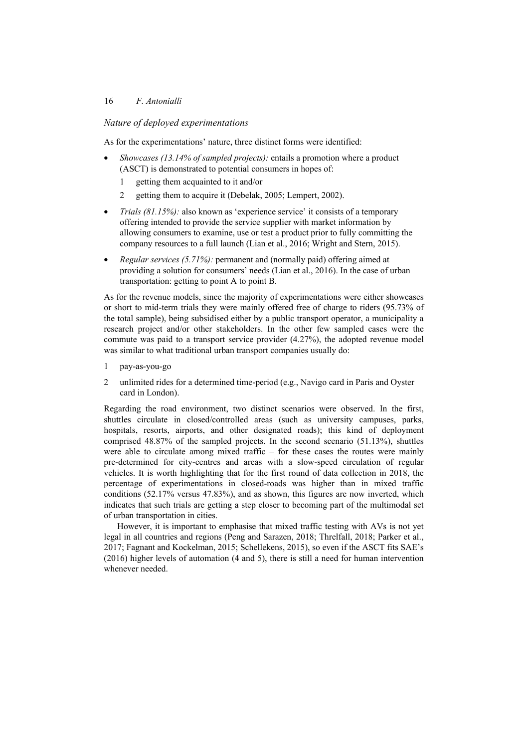### *Nature of deployed experimentations*

As for the experimentations' nature, three distinct forms were identified:

- *Showcases (13.14% of sampled projects):* entails a promotion where a product (ASCT) is demonstrated to potential consumers in hopes of:
  1. getting them acquainted to it and/or
  2. getting them to acquire it (Debelak, 2005; Lempert, 2002).
- *Trials (81.15%):* also known as 'experience service' it consists of a temporary offering intended to provide the service supplier with market information by allowing consumers to examine, use or test a product prior to fully committing the company resources to a full launch (Lian et al., 2016; Wright and Stern, 2015).
- *Regular services (5.71%):* permanent and (normally paid) offering aimed at providing a solution for consumers' needs (Lian et al., 2016). In the case of urban transportation: getting to point A to point B.

As for the revenue models, since the majority of experimentations were either showcases or short to mid-term trials they were mainly offered free of charge to riders (95.73% of the total sample), being subsidised either by a public transport operator, a municipality a research project and/or other stakeholders. In the other few sampled cases were the commute was paid to a transport service provider (4.27%), the adopted revenue model was similar to what traditional urban transport companies usually do:

1. pay-as-you-go
2. unlimited rides for a determined time-period (e.g., Navigo card in Paris and Oyster card in London).

Regarding the road environment, two distinct scenarios were observed. In the first, shuttles circulate in closed/controlled areas (such as university campuses, parks, hospitals, resorts, airports, and other designated roads); this kind of deployment comprised 48.87% of the sampled projects. In the second scenario (51.13%), shuttles were able to circulate among mixed traffic – for these cases the routes were mainly pre-determined for city-centres and areas with a slow-speed circulation of regular vehicles. It is worth highlighting that for the first round of data collection in 2018, the percentage of experimentations in closed-roads was higher than in mixed traffic conditions (52.17% versus 47.83%), and as shown, this figures are now inverted, which indicates that such trials are getting a step closer to becoming part of the multimodal set of urban transportation in cities.

However, it is important to emphasise that mixed traffic testing with AVs is not yet legal in all countries and regions (Peng and Sarazen, 2018; Threlfall, 2018; Parker et al., 2017; Fagnant and Kockelman, 2015; Schellekens, 2015), so even if the ASCT fits SAE's (2016) higher levels of automation (4 and 5), there is still a need for human intervention whenever needed.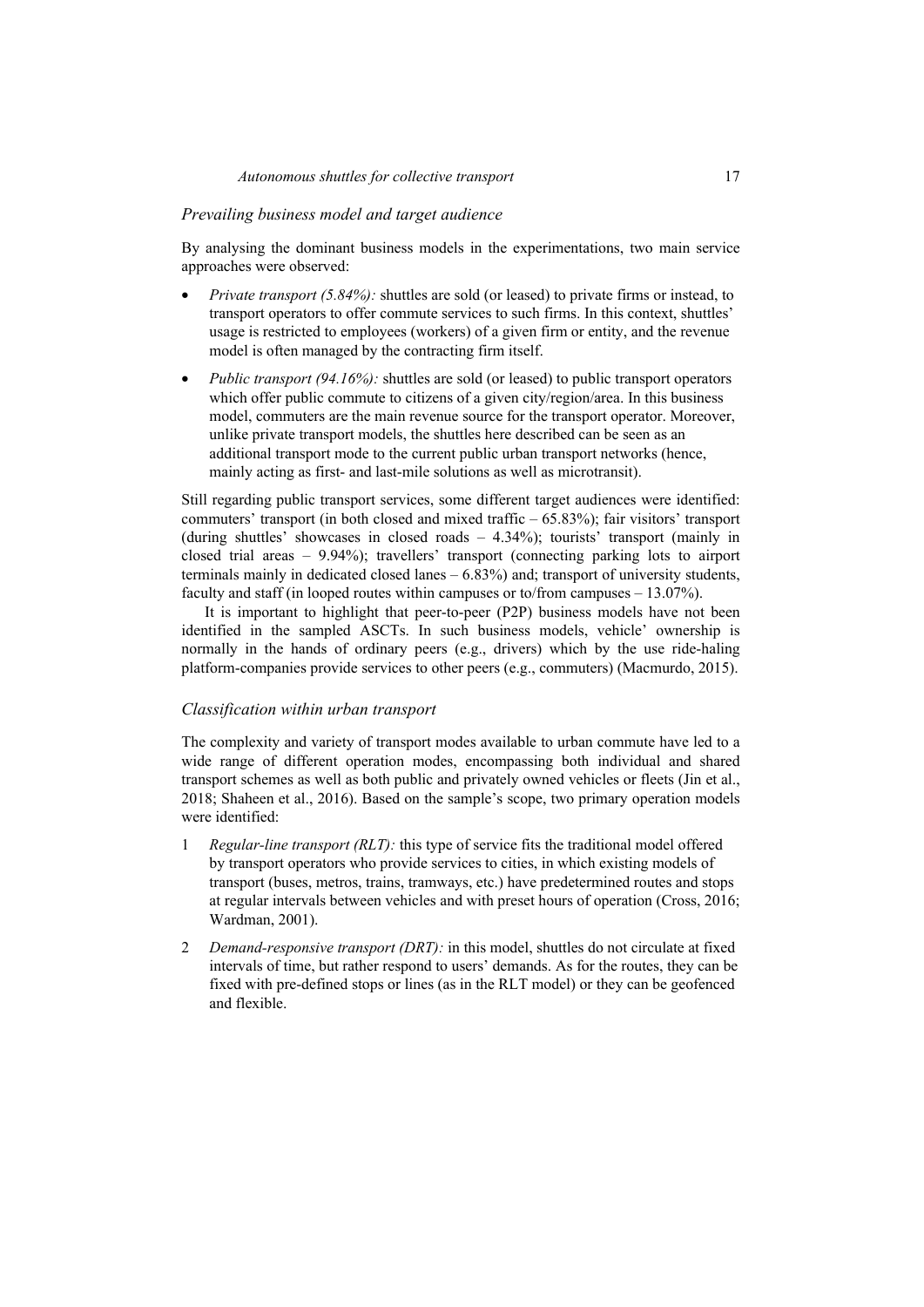### *Prevailing business model and target audience*

By analysing the dominant business models in the experimentations, two main service approaches were observed:

- *Private transport (5.84%):* shuttles are sold (or leased) to private firms or instead, to transport operators to offer commute services to such firms. In this context, shuttles' usage is restricted to employees (workers) of a given firm or entity, and the revenue model is often managed by the contracting firm itself.
- *Public transport (94.16%):* shuttles are sold (or leased) to public transport operators which offer public commute to citizens of a given city/region/area. In this business model, commuters are the main revenue source for the transport operator. Moreover, unlike private transport models, the shuttles here described can be seen as an additional transport mode to the current public urban transport networks (hence, mainly acting as first- and last-mile solutions as well as microtransit).

Still regarding public transport services, some different target audiences were identified: commuters' transport (in both closed and mixed traffic – 65.83%); fair visitors' transport (during shuttles' showcases in closed roads – 4.34%); tourists' transport (mainly in closed trial areas – 9.94%); travellers' transport (connecting parking lots to airport terminals mainly in dedicated closed lanes – 6.83%) and; transport of university students, faculty and staff (in looped routes within campuses or to/from campuses – 13.07%).

It is important to highlight that peer-to-peer (P2P) business models have not been identified in the sampled ASCTs. In such business models, vehicle' ownership is normally in the hands of ordinary peers (e.g., drivers) which by the use ride-haling platform-companies provide services to other peers (e.g., commuters) (Macmurdo, 2015).

### *Classification within urban transport*

The complexity and variety of transport modes available to urban commute have led to a wide range of different operation modes, encompassing both individual and shared transport schemes as well as both public and privately owned vehicles or fleets (Jin et al., 2018; Shaheen et al., 2016). Based on the sample's scope, two primary operation models were identified:

1. *Regular-line transport (RLT):* this type of service fits the traditional model offered by transport operators who provide services to cities, in which existing models of transport (buses, metros, trains, tramways, etc.) have predetermined routes and stops at regular intervals between vehicles and with preset hours of operation (Cross, 2016; Wardman, 2001).
2. *Demand-responsive transport (DRT):* in this model, shuttles do not circulate at fixed intervals of time, but rather respond to users' demands. As for the routes, they can be fixed with pre-defined stops or lines (as in the RLT model) or they can be geofenced and flexible.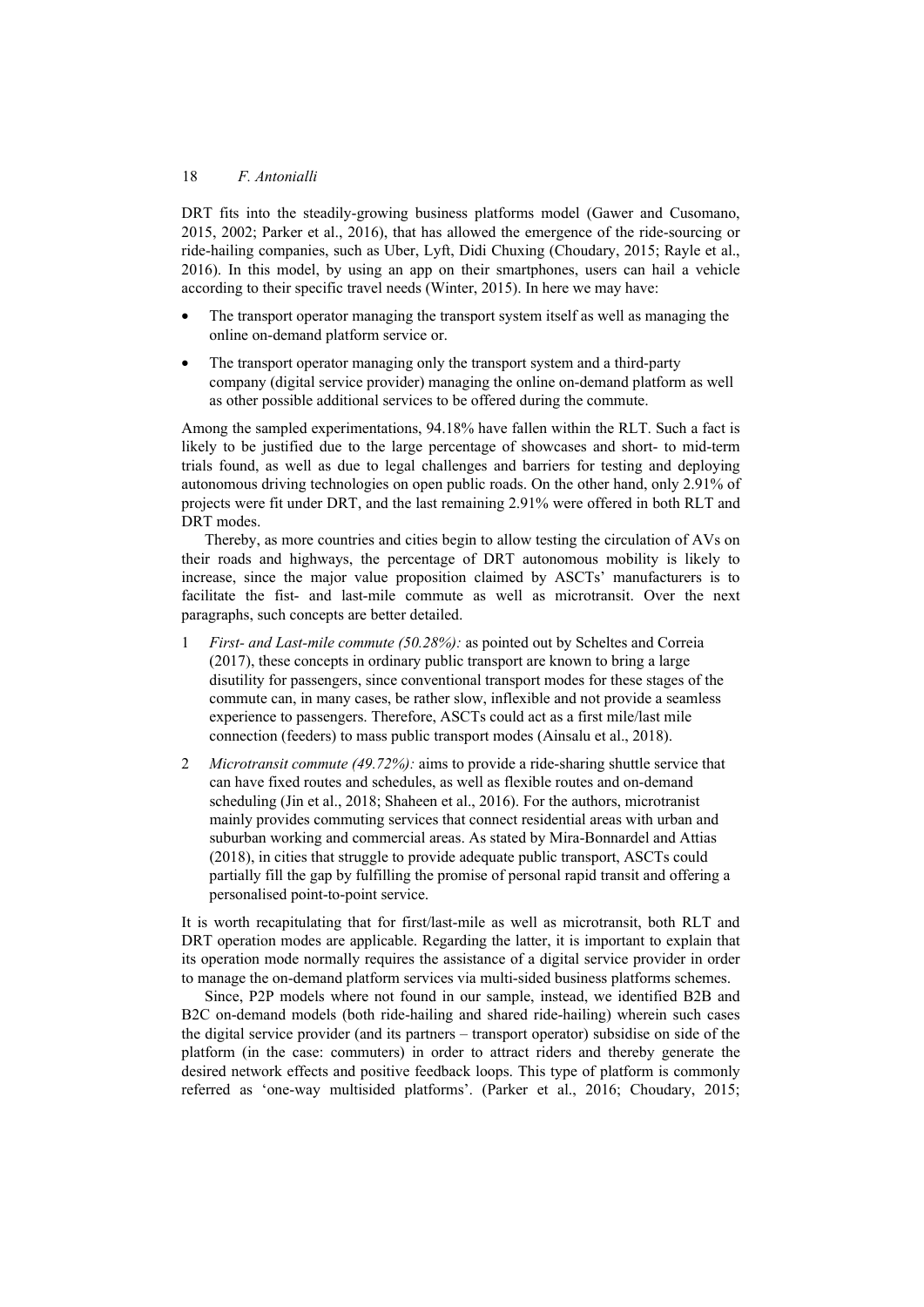DRT fits into the steadily-growing business platforms model (Gawer and Cusomano, 2015, 2002; Parker et al., 2016), that has allowed the emergence of the ride-sourcing or ride-hailing companies, such as Uber, Lyft, Didi Chuxing (Choudary, 2015; Rayle et al., 2016). In this model, by using an app on their smartphones, users can hail a vehicle according to their specific travel needs (Winter, 2015). In here we may have:

- The transport operator managing the transport system itself as well as managing the online on-demand platform service or.
- The transport operator managing only the transport system and a third-party company (digital service provider) managing the online on-demand platform as well as other possible additional services to be offered during the commute.

Among the sampled experimentations, 94.18% have fallen within the RLT. Such a fact is likely to be justified due to the large percentage of showcases and short- to mid-term trials found, as well as due to legal challenges and barriers for testing and deploying autonomous driving technologies on open public roads. On the other hand, only 2.91% of projects were fit under DRT, and the last remaining 2.91% were offered in both RLT and DRT modes.

Thereby, as more countries and cities begin to allow testing the circulation of AVs on their roads and highways, the percentage of DRT autonomous mobility is likely to increase, since the major value proposition claimed by ASCTs' manufacturers is to facilitate the fist- and last-mile commute as well as microtransit. Over the next paragraphs, such concepts are better detailed.

1. *First- and Last-mile commute (50.28%):* as pointed out by Scheltes and Correia (2017), these concepts in ordinary public transport are known to bring a large disutility for passengers, since conventional transport modes for these stages of the commute can, in many cases, be rather slow, inflexible and not provide a seamless experience to passengers. Therefore, ASCTs could act as a first mile/last mile connection (feeders) to mass public transport modes (Ainsalu et al., 2018).
2. *Microtransit commute (49.72%):* aims to provide a ride-sharing shuttle service that can have fixed routes and schedules, as well as flexible routes and on-demand scheduling (Jin et al., 2018; Shaheen et al., 2016). For the authors, microtranist mainly provides commuting services that connect residential areas with urban and suburban working and commercial areas. As stated by Mira-Bonnardel and Attias (2018), in cities that struggle to provide adequate public transport, ASCTs could partially fill the gap by fulfilling the promise of personal rapid transit and offering a personalised point-to-point service.

It is worth recapitulating that for first/last-mile as well as microtransit, both RLT and DRT operation modes are applicable. Regarding the latter, it is important to explain that its operation mode normally requires the assistance of a digital service provider in order to manage the on-demand platform services via multi-sided business platforms schemes.

Since, P2P models where not found in our sample, instead, we identified B2B and B2C on-demand models (both ride-hailing and shared ride-hailing) wherein such cases the digital service provider (and its partners – transport operator) subsidise on side of the platform (in the case: commuters) in order to attract riders and thereby generate the desired network effects and positive feedback loops. This type of platform is commonly referred as 'one-way multisided platforms'. (Parker et al., 2016; Choudary, 2015;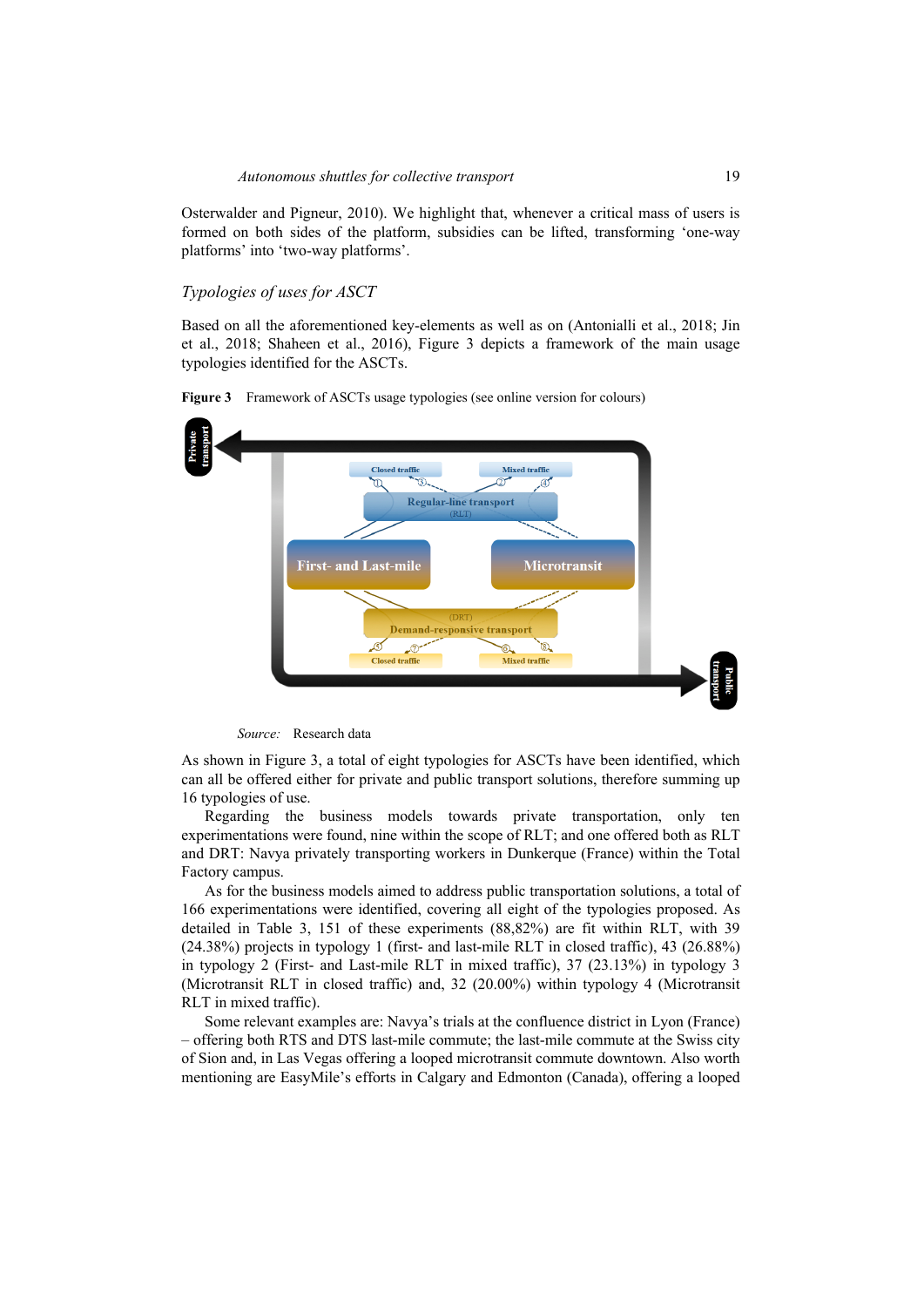Osterwalder and Pigneur, 2010). We highlight that, whenever a critical mass of users is formed on both sides of the platform, subsidies can be lifted, transforming 'one-way platforms' into 'two-way platforms'.

## *Typologies of uses for ASCT*

Based on all the aforementioned key-elements as well as on (Antonialli et al., 2018; Jin et al., 2018; Shaheen et al., 2016), Figure 3 depicts a framework of the main usage typologies identified for the ASCTs.

**Figure 3** Framework of ASCTs usage typologies (see online version for colours)

*Source:* Research data

As shown in Figure 3, a total of eight typologies for ASCTs have been identified, which can all be offered either for private and public transport solutions, therefore summing up 16 typologies of use.

Regarding the business models towards private transportation, only ten experimentations were found, nine within the scope of RLT; and one offered both as RLT and DRT: Navya privately transporting workers in Dunkerque (France) within the Total Factory campus.

As for the business models aimed to address public transportation solutions, a total of 166 experimentations were identified, covering all eight of the typologies proposed. As detailed in Table 3, 151 of these experiments (88,82%) are fit within RLT, with 39 (24.38%) projects in typology 1 (first- and last-mile RLT in closed traffic), 43 (26.88%) in typology 2 (First- and Last-mile RLT in mixed traffic), 37 (23.13%) in typology 3 (Microtransit RLT in closed traffic) and, 32 (20.00%) within typology 4 (Microtransit RLT in mixed traffic).

Some relevant examples are: Navya's trials at the confluence district in Lyon (France) – offering both RTS and DTS last-mile commute; the last-mile commute at the Swiss city of Sion and, in Las Vegas offering a looped microtransit commute downtown. Also worth mentioning are EasyMile's efforts in Calgary and Edmonton (Canada), offering a looped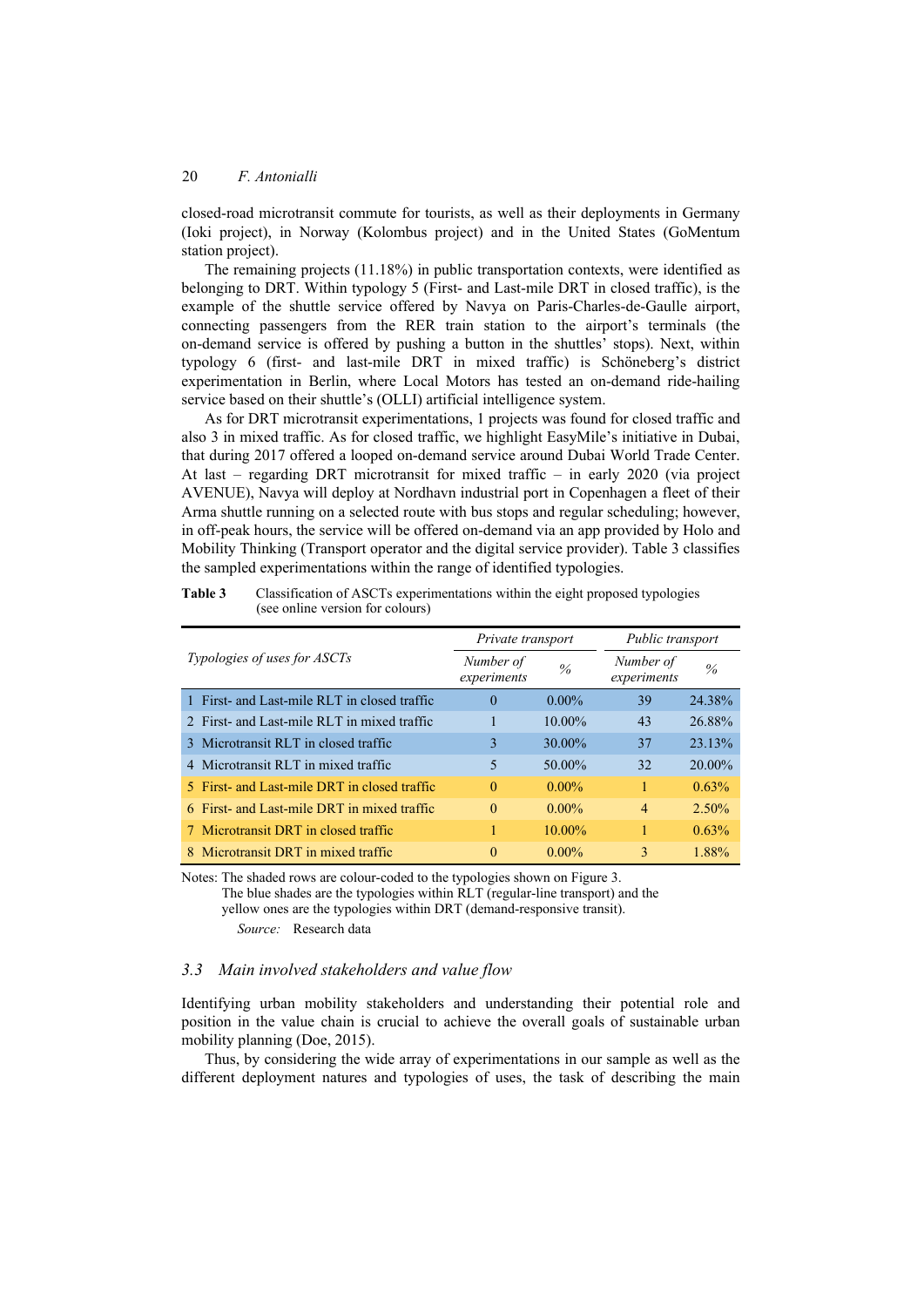closed-road microtransit commute for tourists, as well as their deployments in Germany (Ioki project), in Norway (Kolombus project) and in the United States (GoMentum station project).

The remaining projects (11.18%) in public transportation contexts, were identified as belonging to DRT. Within typology 5 (First- and Last-mile DRT in closed traffic), is the example of the shuttle service offered by Navya on Paris-Charles-de-Gaulle airport, connecting passengers from the RER train station to the airport's terminals (the on-demand service is offered by pushing a button in the shuttles' stops). Next, within typology 6 (first- and last-mile DRT in mixed traffic) is Schöneberg's district experimentation in Berlin, where Local Motors has tested an on-demand ride-hailing service based on their shuttle's (OLLI) artificial intelligence system.

As for DRT microtransit experimentations, 1 projects was found for closed traffic and also 3 in mixed traffic. As for closed traffic, we highlight EasyMile's initiative in Dubai, that during 2017 offered a looped on-demand service around Dubai World Trade Center. At last – regarding DRT microtransit for mixed traffic – in early 2020 (via project AVENUE), Navya will deploy at Nordhavn industrial port in Copenhagen a fleet of their Arma shuttle running on a selected route with bus stops and regular scheduling; however, in off-peak hours, the service will be offered on-demand via an app provided by Holo and Mobility Thinking (Transport operator and the digital service provider). Table 3 classifies the sampled experimentations within the range of identified typologies.

**Table 3** Classification of ASCTs experimentations within the eight proposed typologies (see online version for colours)

| *Typologies of uses for ASCTs* | *Private transport* | | *Public transport* | |
|---|---|---|---|---|
| | *Number of experiments* | *%* | *Number of experiments* | *%* |
| 1 First- and Last-mile RLT in closed traffic | 0 | 0.00% | 39 | 24.38% |
| 2 First- and Last-mile RLT in mixed traffic | 1 | 10.00% | 43 | 26.88% |
| 3 Microtransit RLT in closed traffic | 3 | 30.00% | 37 | 23.13% |
| 4 Microtransit RLT in mixed traffic | 5 | 50.00% | 32 | 20.00% |
| 5 First- and Last-mile DRT in closed traffic | 0 | 0.00% | 1 | 0.63% |
| 6 First- and Last-mile DRT in mixed traffic | 0 | 0.00% | 4 | 2.50% |
| 7 Microtransit DRT in closed traffic | 1 | 10.00% | 1 | 0.63% |
| 8 Microtransit DRT in mixed traffic | 0 | 0.00% | 3 | 1.88% |

Notes: The shaded rows are colour-coded to the typologies shown on Figure 3. The blue shades are the typologies within RLT (regular-line transport) and the yellow ones are the typologies within DRT (demand-responsive transit).

*Source:* Research data

### *3.3 Main involved stakeholders and value flow*

Identifying urban mobility stakeholders and understanding their potential role and position in the value chain is crucial to achieve the overall goals of sustainable urban mobility planning (Doe, 2015).

Thus, by considering the wide array of experimentations in our sample as well as the different deployment natures and typologies of uses, the task of describing the main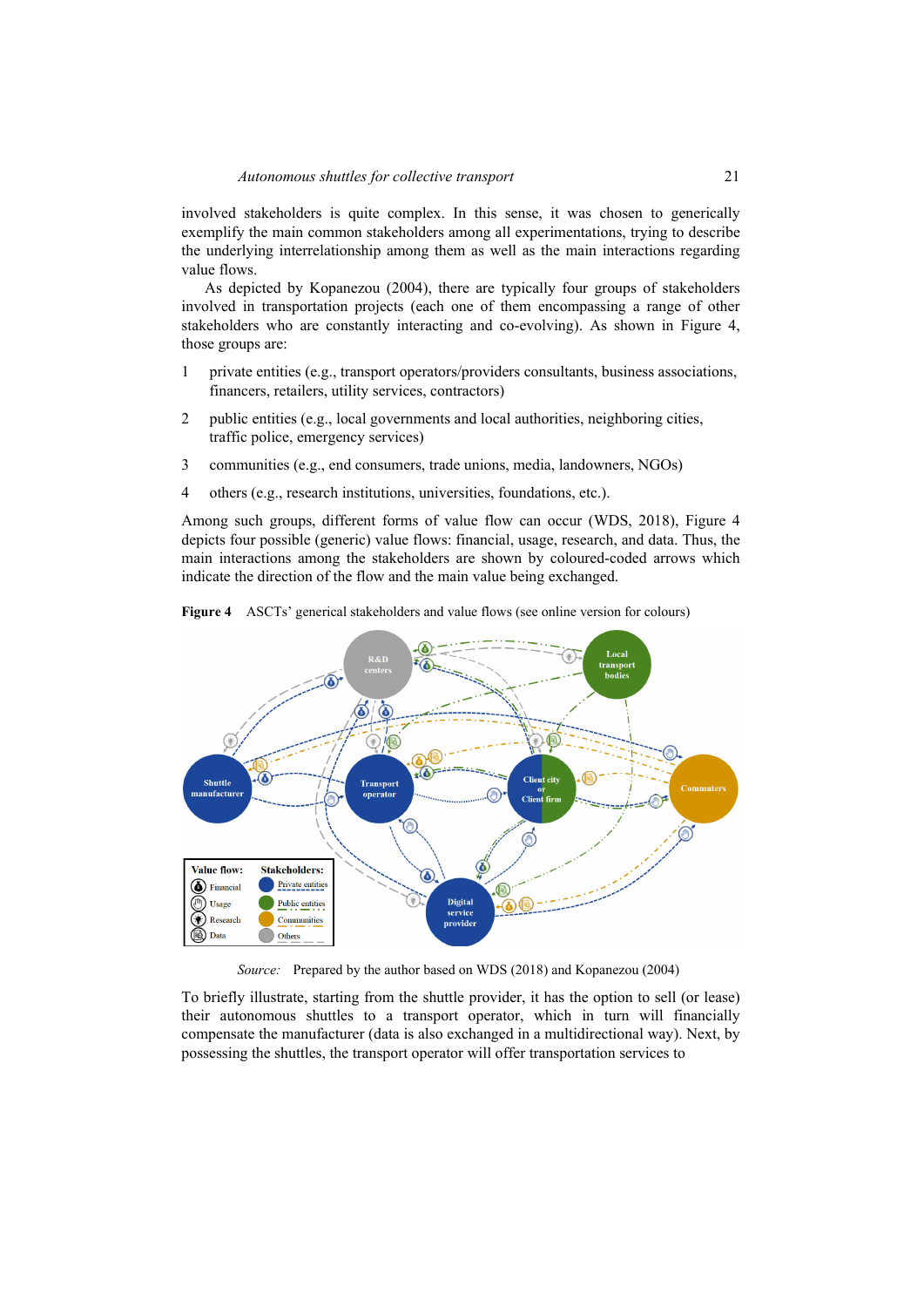involved stakeholders is quite complex. In this sense, it was chosen to generically exemplify the main common stakeholders among all experimentations, trying to describe the underlying interrelationship among them as well as the main interactions regarding value flows.

As depicted by Kopanezou (2004), there are typically four groups of stakeholders involved in transportation projects (each one of them encompassing a range of other stakeholders who are constantly interacting and co-evolving). As shown in Figure 4, those groups are:

1. private entities (e.g., transport operators/providers consultants, business associations, financers, retailers, utility services, contractors)
2. public entities (e.g., local governments and local authorities, neighboring cities, traffic police, emergency services)
3. communities (e.g., end consumers, trade unions, media, landowners, NGOs)
4. others (e.g., research institutions, universities, foundations, etc.).

Among such groups, different forms of value flow can occur (WDS, 2018), Figure 4 depicts four possible (generic) value flows: financial, usage, research, and data. Thus, the main interactions among the stakeholders are shown by coloured-coded arrows which indicate the direction of the flow and the main value being exchanged.

**Figure 4** ASCTs' generical stakeholders and value flows (see online version for colours)

*Source:* Prepared by the author based on WDS (2018) and Kopanezou (2004)

To briefly illustrate, starting from the shuttle provider, it has the option to sell (or lease) their autonomous shuttles to a transport operator, which in turn will financially compensate the manufacturer (data is also exchanged in a multidirectional way). Next, by possessing the shuttles, the transport operator will offer transportation services to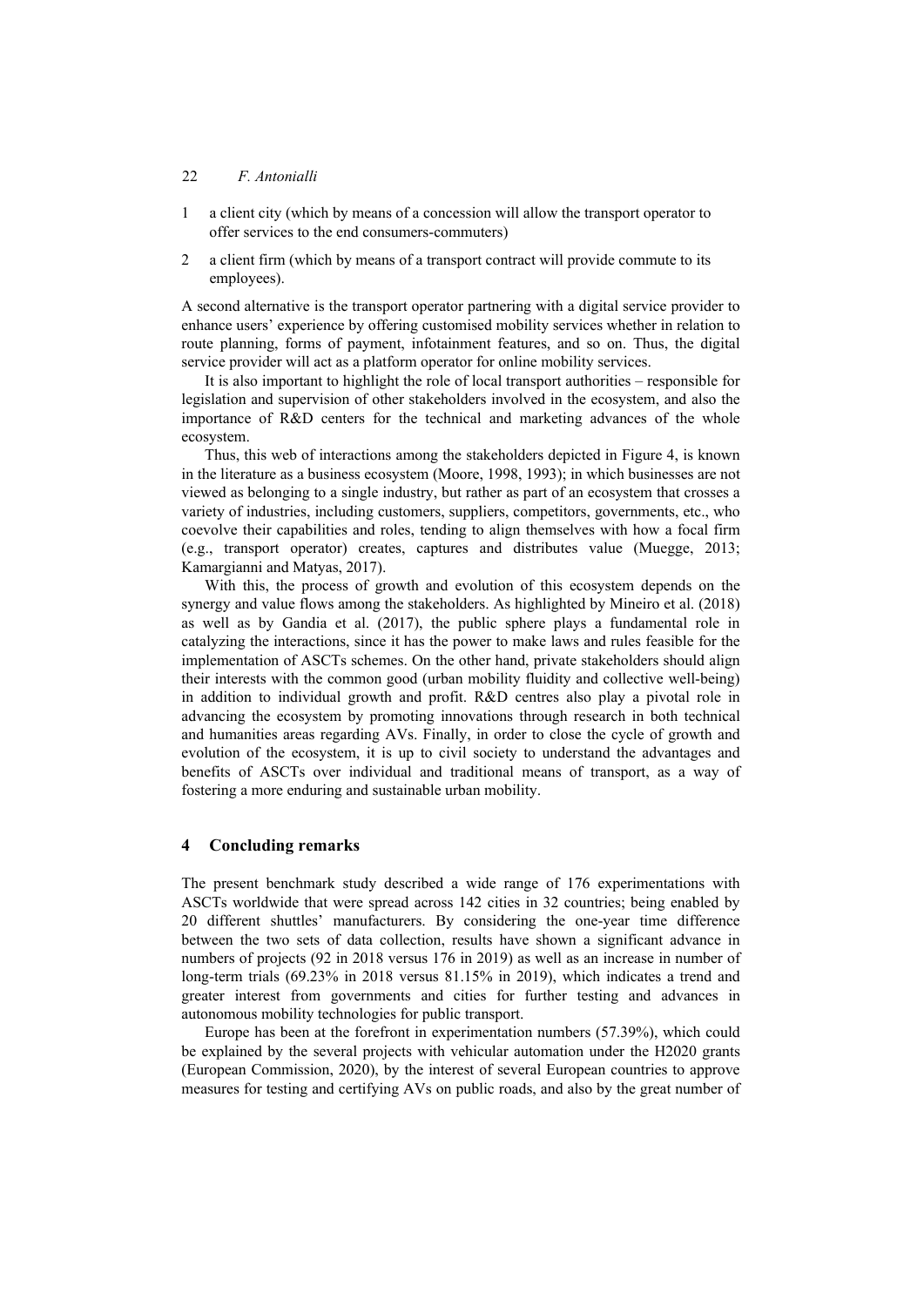1 a client city (which by means of a concession will allow the transport operator to offer services to the end consumers-commuters)

2 a client firm (which by means of a transport contract will provide commute to its employees).

A second alternative is the transport operator partnering with a digital service provider to enhance users' experience by offering customised mobility services whether in relation to route planning, forms of payment, infotainment features, and so on. Thus, the digital service provider will act as a platform operator for online mobility services.

It is also important to highlight the role of local transport authorities – responsible for legislation and supervision of other stakeholders involved in the ecosystem, and also the importance of R&D centers for the technical and marketing advances of the whole ecosystem.

Thus, this web of interactions among the stakeholders depicted in Figure 4, is known in the literature as a business ecosystem (Moore, 1998, 1993); in which businesses are not viewed as belonging to a single industry, but rather as part of an ecosystem that crosses a variety of industries, including customers, suppliers, competitors, governments, etc., who coevolve their capabilities and roles, tending to align themselves with how a focal firm (e.g., transport operator) creates, captures and distributes value (Muegge, 2013; Kamargianni and Matyas, 2017).

With this, the process of growth and evolution of this ecosystem depends on the synergy and value flows among the stakeholders. As highlighted by Mineiro et al. (2018) as well as by Gandia et al. (2017), the public sphere plays a fundamental role in catalyzing the interactions, since it has the power to make laws and rules feasible for the implementation of ASCTs schemes. On the other hand, private stakeholders should align their interests with the common good (urban mobility fluidity and collective well-being) in addition to individual growth and profit. R&D centres also play a pivotal role in advancing the ecosystem by promoting innovations through research in both technical and humanities areas regarding AVs. Finally, in order to close the cycle of growth and evolution of the ecosystem, it is up to civil society to understand the advantages and benefits of ASCTs over individual and traditional means of transport, as a way of fostering a more enduring and sustainable urban mobility.

## 4 Concluding remarks

The present benchmark study described a wide range of 176 experimentations with ASCTs worldwide that were spread across 142 cities in 32 countries; being enabled by 20 different shuttles' manufacturers. By considering the one-year time difference between the two sets of data collection, results have shown a significant advance in numbers of projects (92 in 2018 versus 176 in 2019) as well as an increase in number of long-term trials (69.23% in 2018 versus 81.15% in 2019), which indicates a trend and greater interest from governments and cities for further testing and advances in autonomous mobility technologies for public transport.

Europe has been at the forefront in experimentation numbers (57.39%), which could be explained by the several projects with vehicular automation under the H2020 grants (European Commission, 2020), by the interest of several European countries to approve measures for testing and certifying AVs on public roads, and also by the great number of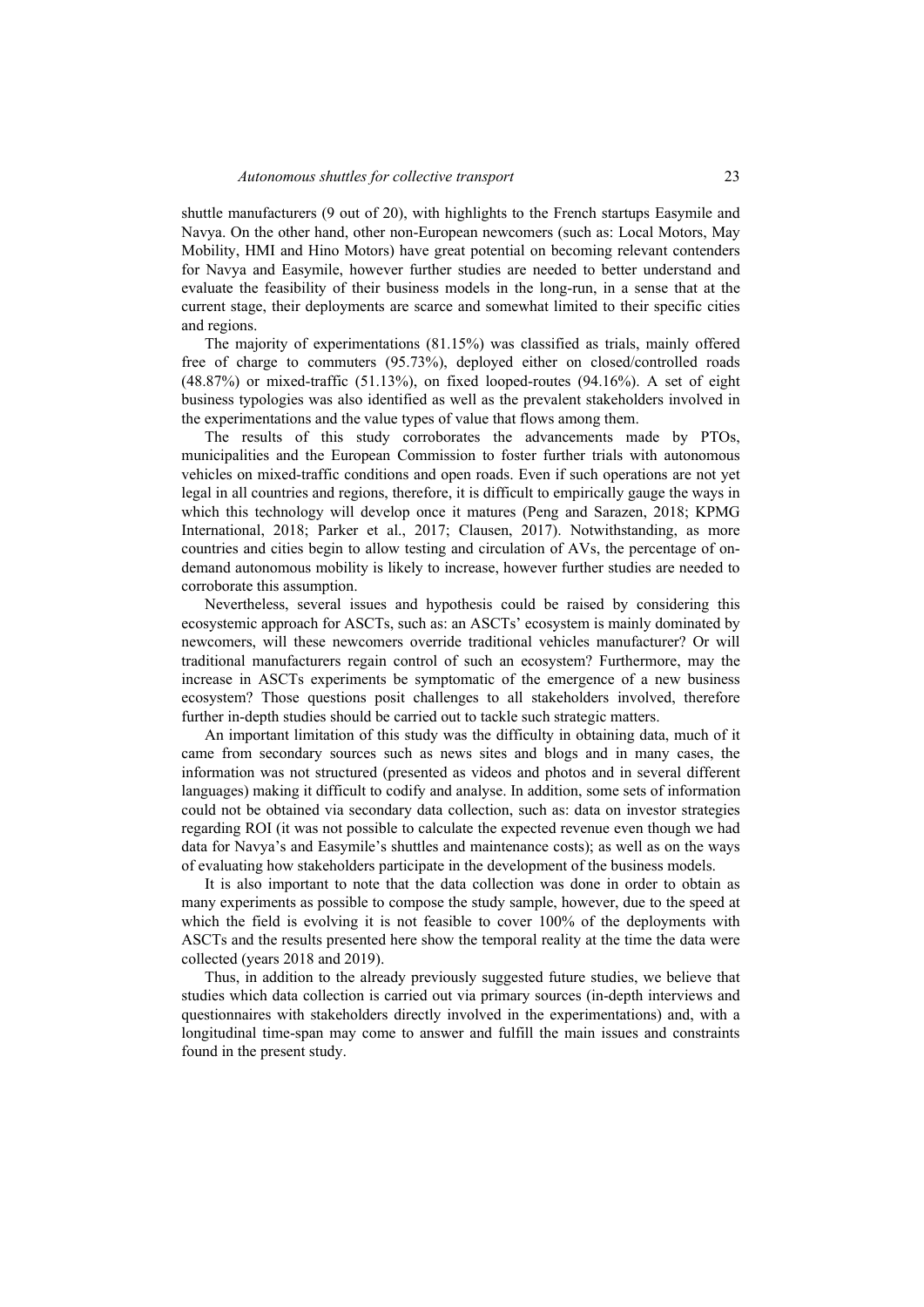shuttle manufacturers (9 out of 20), with highlights to the French startups Easymile and Navya. On the other hand, other non-European newcomers (such as: Local Motors, May Mobility, HMI and Hino Motors) have great potential on becoming relevant contenders for Navya and Easymile, however further studies are needed to better understand and evaluate the feasibility of their business models in the long-run, in a sense that at the current stage, their deployments are scarce and somewhat limited to their specific cities and regions.

The majority of experimentations (81.15%) was classified as trials, mainly offered free of charge to commuters (95.73%), deployed either on closed/controlled roads (48.87%) or mixed-traffic (51.13%), on fixed looped-routes (94.16%). A set of eight business typologies was also identified as well as the prevalent stakeholders involved in the experimentations and the value types of value that flows among them.

The results of this study corroborates the advancements made by PTOs, municipalities and the European Commission to foster further trials with autonomous vehicles on mixed-traffic conditions and open roads. Even if such operations are not yet legal in all countries and regions, therefore, it is difficult to empirically gauge the ways in which this technology will develop once it matures (Peng and Sarazen, 2018; KPMG International, 2018; Parker et al., 2017; Clausen, 2017). Notwithstanding, as more countries and cities begin to allow testing and circulation of AVs, the percentage of on-demand autonomous mobility is likely to increase, however further studies are needed to corroborate this assumption.

Nevertheless, several issues and hypothesis could be raised by considering this ecosystemic approach for ASCTs, such as: an ASCTs' ecosystem is mainly dominated by newcomers, will these newcomers override traditional vehicles manufacturer? Or will traditional manufacturers regain control of such an ecosystem? Furthermore, may the increase in ASCTs experiments be symptomatic of the emergence of a new business ecosystem? Those questions posit challenges to all stakeholders involved, therefore further in-depth studies should be carried out to tackle such strategic matters.

An important limitation of this study was the difficulty in obtaining data, much of it came from secondary sources such as news sites and blogs and in many cases, the information was not structured (presented as videos and photos and in several different languages) making it difficult to codify and analyse. In addition, some sets of information could not be obtained via secondary data collection, such as: data on investor strategies regarding ROI (it was not possible to calculate the expected revenue even though we had data for Navya's and Easymile's shuttles and maintenance costs); as well as on the ways of evaluating how stakeholders participate in the development of the business models.

It is also important to note that the data collection was done in order to obtain as many experiments as possible to compose the study sample, however, due to the speed at which the field is evolving it is not feasible to cover 100% of the deployments with ASCTs and the results presented here show the temporal reality at the time the data were collected (years 2018 and 2019).

Thus, in addition to the already previously suggested future studies, we believe that studies which data collection is carried out via primary sources (in-depth interviews and questionnaires with stakeholders directly involved in the experimentations) and, with a longitudinal time-span may come to answer and fulfill the main issues and constraints found in the present study.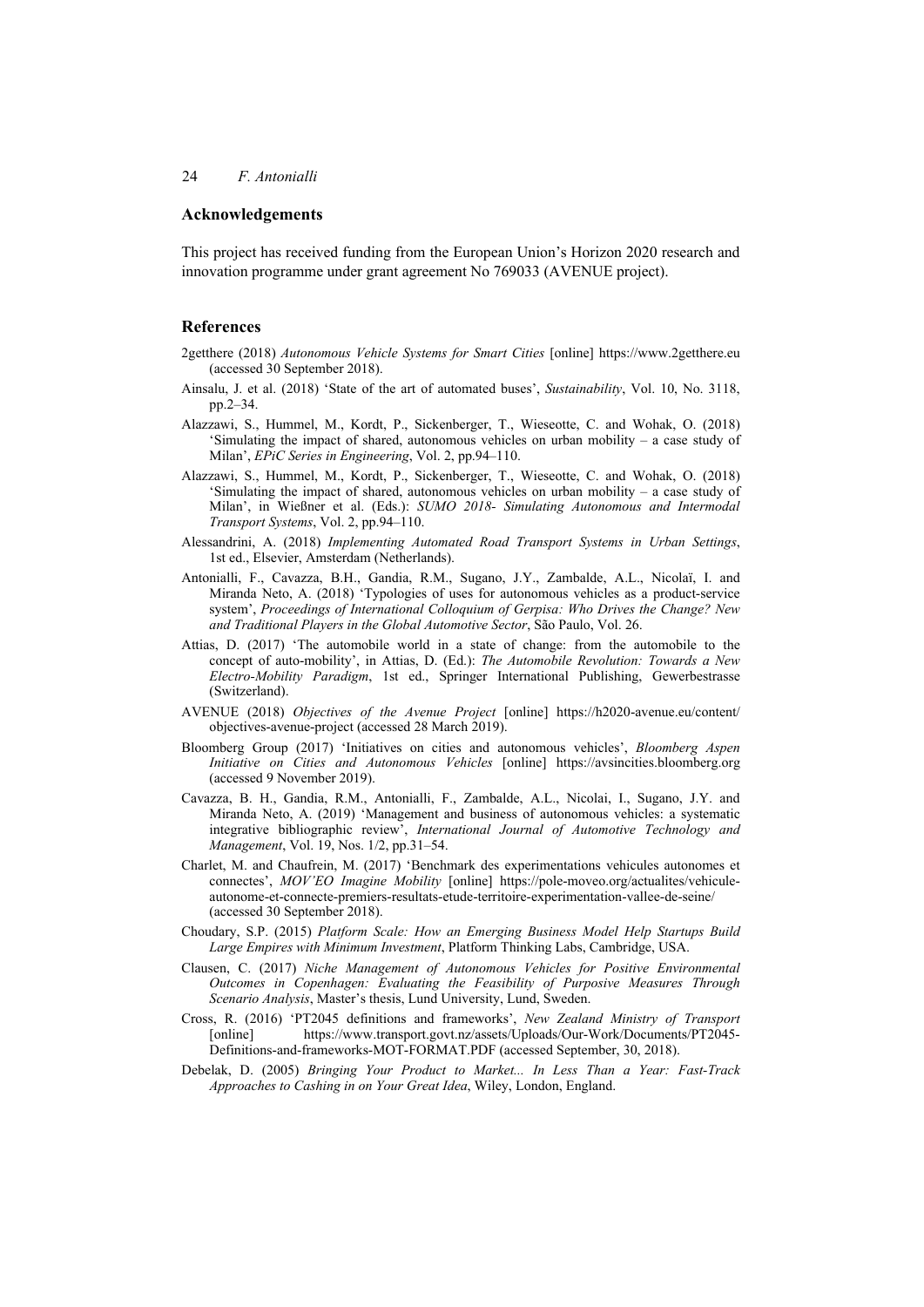## Acknowledgements

This project has received funding from the European Union's Horizon 2020 research and innovation programme under grant agreement No 769033 (AVENUE project).

## References

2getthere (2018) *Autonomous Vehicle Systems for Smart Cities* [online] https://www.2getthere.eu (accessed 30 September 2018).

Ainsalu, J. et al. (2018) 'State of the art of automated buses', *Sustainability*, Vol. 10, No. 3118, pp.2–34.

Alazzawi, S., Hummel, M., Kordt, P., Sickenberger, T., Wieseotte, C. and Wohak, O. (2018) 'Simulating the impact of shared, autonomous vehicles on urban mobility – a case study of Milan', *EPiC Series in Engineering*, Vol. 2, pp.94–110.

Alazzawi, S., Hummel, M., Kordt, P., Sickenberger, T., Wieseotte, C. and Wohak, O. (2018) 'Simulating the impact of shared, autonomous vehicles on urban mobility – a case study of Milan', in Wießner et al. (Eds.): *SUMO 2018- Simulating Autonomous and Intermodal Transport Systems*, Vol. 2, pp.94–110.

Alessandrini, A. (2018) *Implementing Automated Road Transport Systems in Urban Settings*, 1st ed., Elsevier, Amsterdam (Netherlands).

Antonialli, F., Cavazza, B.H., Gandia, R.M., Sugano, J.Y., Zambalde, A.L., Nicolaï, I. and Miranda Neto, A. (2018) 'Typologies of uses for autonomous vehicles as a product-service system', *Proceedings of International Colloquium of Gerpisa: Who Drives the Change? New and Traditional Players in the Global Automotive Sector*, São Paulo, Vol. 26.

Attias, D. (2017) 'The automobile world in a state of change: from the automobile to the concept of auto-mobility', in Attias, D. (Ed.): *The Automobile Revolution: Towards a New Electro-Mobility Paradigm*, 1st ed., Springer International Publishing, Gewerbestrasse (Switzerland).

AVENUE (2018) *Objectives of the Avenue Project* [online] https://h2020-avenue.eu/content/objectives-avenue-project (accessed 28 March 2019).

Bloomberg Group (2017) 'Initiatives on cities and autonomous vehicles', *Bloomberg Aspen Initiative on Cities and Autonomous Vehicles* [online] https://avsincities.bloomberg.org (accessed 9 November 2019).

Cavazza, B. H., Gandia, R.M., Antonialli, F., Zambalde, A.L., Nicolai, I., Sugano, J.Y. and Miranda Neto, A. (2019) 'Management and business of autonomous vehicles: a systematic integrative bibliographic review', *International Journal of Automotive Technology and Management*, Vol. 19, Nos. 1/2, pp.31–54.

Charlet, M. and Chaufrein, M. (2017) 'Benchmark des experimentations vehicules autonomes et connectes', *MOV'EO Imagine Mobility* [online] https://pole-moveo.org/actualites/vehicule-autonome-et-connecte-premiers-resultats-etude-territoire-experimentation-vallee-de-seine/ (accessed 30 September 2018).

Choudary, S.P. (2015) *Platform Scale: How an Emerging Business Model Help Startups Build Large Empires with Minimum Investment*, Platform Thinking Labs, Cambridge, USA.

Clausen, C. (2017) *Niche Management of Autonomous Vehicles for Positive Environmental Outcomes in Copenhagen: Evaluating the Feasibility of Purposive Measures Through Scenario Analysis*, Master's thesis, Lund University, Lund, Sweden.

Cross, R. (2016) 'PT2045 definitions and frameworks', *New Zealand Ministry of Transport* [online] https://www.transport.govt.nz/assets/Uploads/Our-Work/Documents/PT2045-Definitions-and-frameworks-MOT-FORMAT.PDF (accessed September, 30, 2018).

Debelak, D. (2005) *Bringing Your Product to Market... In Less Than a Year: Fast-Track Approaches to Cashing in on Your Great Idea*, Wiley, London, England.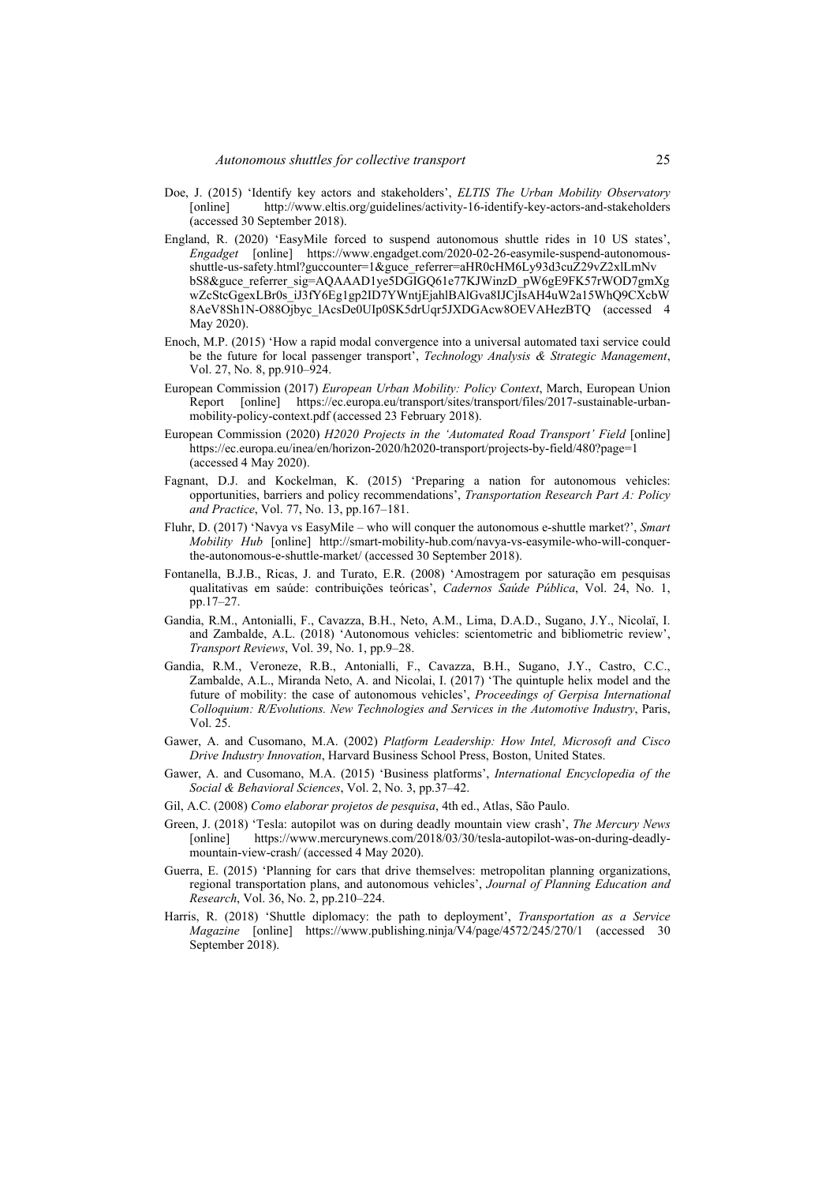Doe, J. (2015) 'Identify key actors and stakeholders', *ELTIS The Urban Mobility Observatory* [online] http://www.eltis.org/guidelines/activity-16-identify-key-actors-and-stakeholders (accessed 30 September 2018).

England, R. (2020) 'EasyMile forced to suspend autonomous shuttle rides in 10 US states', *Engadget* [online] https://www.engadget.com/2020-02-26-easymile-suspend-autonomous-shuttle-us-safety.html?guccounter=1&guce_referrer=aHR0cHM6Ly93d3cuZ29vZ2xlLmNvbS8&guce_referrer_sig=AQAAAD1ye5DGIGQ61e77KJWinzD_pW6gE9FK57rWOD7gmXgwZcStcGgexLBr0s_iJ3fY6Eg1gp2ID7YWntjEjahlBAlGva8IJCjIsAH4uW2a15WhQ9CXcbW8AeV8Sh1N-O88Ojbyc_lAcsDe0UIp0SK5drUqr5JXDGAcw8OEVAHezBTQ (accessed 4 May 2020).

Enoch, M.P. (2015) 'How a rapid modal convergence into a universal automated taxi service could be the future for local passenger transport', *Technology Analysis & Strategic Management*, Vol. 27, No. 8, pp.910–924.

European Commission (2017) *European Urban Mobility: Policy Context*, March, European Union Report [online] https://ec.europa.eu/transport/sites/transport/files/2017-sustainable-urban-mobility-policy-context.pdf (accessed 23 February 2018).

European Commission (2020) *H2020 Projects in the 'Automated Road Transport' Field* [online] https://ec.europa.eu/inea/en/horizon-2020/h2020-transport/projects-by-field/480?page=1 (accessed 4 May 2020).

Fagnant, D.J. and Kockelman, K. (2015) 'Preparing a nation for autonomous vehicles: opportunities, barriers and policy recommendations', *Transportation Research Part A: Policy and Practice*, Vol. 77, No. 13, pp.167–181.

Fluhr, D. (2017) 'Navya vs EasyMile – who will conquer the autonomous e-shuttle market?', *Smart Mobility Hub* [online] http://smart-mobility-hub.com/navya-vs-easymile-who-will-conquer-the-autonomous-e-shuttle-market/ (accessed 30 September 2018).

Fontanella, B.J.B., Ricas, J. and Turato, E.R. (2008) 'Amostragem por saturação em pesquisas qualitativas em saúde: contribuições teóricas', *Cadernos Saúde Pública*, Vol. 24, No. 1, pp.17–27.

Gandia, R.M., Antonialli, F., Cavazza, B.H., Neto, A.M., Lima, D.A.D., Sugano, J.Y., Nicolaï, I. and Zambalde, A.L. (2018) 'Autonomous vehicles: scientometric and bibliometric review', *Transport Reviews*, Vol. 39, No. 1, pp.9–28.

Gandia, R.M., Veroneze, R.B., Antonialli, F., Cavazza, B.H., Sugano, J.Y., Castro, C.C., Zambalde, A.L., Miranda Neto, A. and Nicolai, I. (2017) 'The quintuple helix model and the future of mobility: the case of autonomous vehicles', *Proceedings of Gerpisa International Colloquium: R/Evolutions. New Technologies and Services in the Automotive Industry*, Paris, Vol. 25.

Gawer, A. and Cusomano, M.A. (2002) *Platform Leadership: How Intel, Microsoft and Cisco Drive Industry Innovation*, Harvard Business School Press, Boston, United States.

Gawer, A. and Cusomano, M.A. (2015) 'Business platforms', *International Encyclopedia of the Social & Behavioral Sciences*, Vol. 2, No. 3, pp.37–42.

Gil, A.C. (2008) *Como elaborar projetos de pesquisa*, 4th ed., Atlas, São Paulo.

Green, J. (2018) 'Tesla: autopilot was on during deadly mountain view crash', *The Mercury News* [online] https://www.mercurynews.com/2018/03/30/tesla-autopilot-was-on-during-deadly-mountain-view-crash/ (accessed 4 May 2020).

Guerra, E. (2015) 'Planning for cars that drive themselves: metropolitan planning organizations, regional transportation plans, and autonomous vehicles', *Journal of Planning Education and Research*, Vol. 36, No. 2, pp.210–224.

Harris, R. (2018) 'Shuttle diplomacy: the path to deployment', *Transportation as a Service Magazine* [online] https://www.publishing.ninja/V4/page/4572/245/270/1 (accessed 30 September 2018).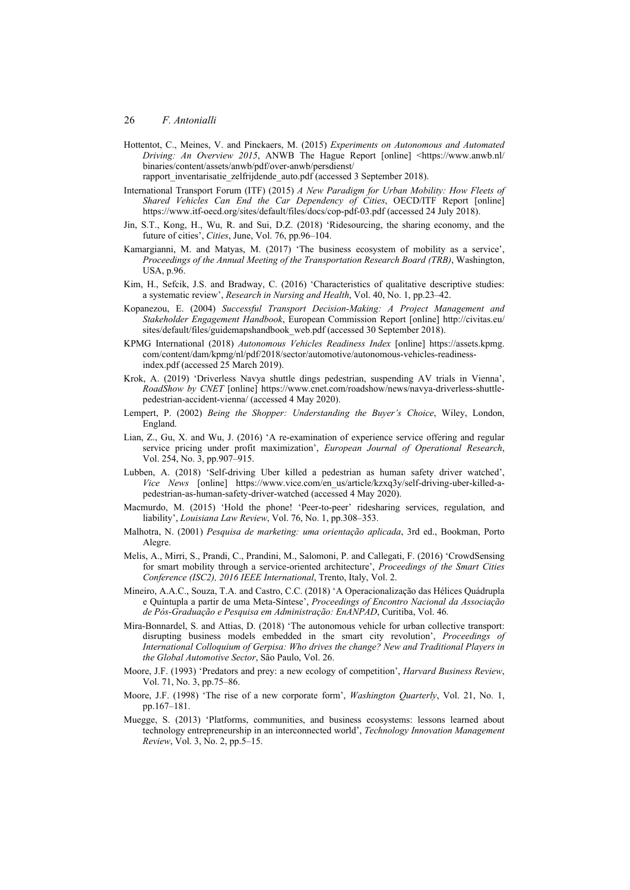Hottentot, C., Meines, V. and Pinckaers, M. (2015) *Experiments on Autonomous and Automated Driving: An Overview 2015*, ANWB The Hague Report [online] <https://www.anwb.nl/binaries/content/assets/anwb/pdf/over-anwb/persdienst/rapport_inventarisatie_zelfrijdende_auto.pdf (accessed 3 September 2018).

International Transport Forum (ITF) (2015) *A New Paradigm for Urban Mobility: How Fleets of Shared Vehicles Can End the Car Dependency of Cities*, OECD/ITF Report [online] https://www.itf-oecd.org/sites/default/files/docs/cop-pdf-03.pdf (accessed 24 July 2018).

Jin, S.T., Kong, H., Wu, R. and Sui, D.Z. (2018) 'Ridesourcing, the sharing economy, and the future of cities', *Cities*, June, Vol. 76, pp.96–104.

Kamargianni, M. and Matyas, M. (2017) 'The business ecosystem of mobility as a service', *Proceedings of the Annual Meeting of the Transportation Research Board (TRB)*, Washington, USA, p.96.

Kim, H., Sefcik, J.S. and Bradway, C. (2016) 'Characteristics of qualitative descriptive studies: a systematic review', *Research in Nursing and Health*, Vol. 40, No. 1, pp.23–42.

Kopanezou, E. (2004) *Successful Transport Decision-Making: A Project Management and Stakeholder Engagement Handbook*, European Commission Report [online] http://civitas.eu/sites/default/files/guidemapshandbook_web.pdf (accessed 30 September 2018).

KPMG International (2018) *Autonomous Vehicles Readiness Index* [online] https://assets.kpmg.com/content/dam/kpmg/nl/pdf/2018/sector/automotive/autonomous-vehicles-readiness-index.pdf (accessed 25 March 2019).

Krok, A. (2019) 'Driverless Navya shuttle dings pedestrian, suspending AV trials in Vienna', *RoadShow by CNET* [online] https://www.cnet.com/roadshow/news/navya-driverless-shuttle-pedestrian-accident-vienna/ (accessed 4 May 2020).

Lempert, P. (2002) *Being the Shopper: Understanding the Buyer's Choice*, Wiley, London, England.

Lian, Z., Gu, X. and Wu, J. (2016) 'A re-examination of experience service offering and regular service pricing under profit maximization', *European Journal of Operational Research*, Vol. 254, No. 3, pp.907–915.

Lubben, A. (2018) 'Self-driving Uber killed a pedestrian as human safety driver watched', *Vice News* [online] https://www.vice.com/en_us/article/kzxq3y/self-driving-uber-killed-a-pedestrian-as-human-safety-driver-watched (accessed 4 May 2020).

Macmurdo, M. (2015) 'Hold the phone! 'Peer-to-peer' ridesharing services, regulation, and liability', *Louisiana Law Review*, Vol. 76, No. 1, pp.308–353.

Malhotra, N. (2001) *Pesquisa de marketing: uma orientação aplicada*, 3rd ed., Bookman, Porto Alegre.

Melis, A., Mirri, S., Prandi, C., Prandini, M., Salomoni, P. and Callegati, F. (2016) 'CrowdSensing for smart mobility through a service-oriented architecture', *Proceedings of the Smart Cities Conference (ISC2), 2016 IEEE International*, Trento, Italy, Vol. 2.

Mineiro, A.A.C., Souza, T.A. and Castro, C.C. (2018) 'A Operacionalização das Hélices Quádrupla e Quíntupla a partir de uma Meta-Síntese', *Proceedings of Encontro Nacional da Associação de Pós-Graduação e Pesquisa em Administração: EnANPAD*, Curitiba, Vol. 46.

Mira-Bonnardel, S. and Attias, D. (2018) 'The autonomous vehicle for urban collective transport: disrupting business models embedded in the smart city revolution', *Proceedings of International Colloquium of Gerpisa: Who drives the change? New and Traditional Players in the Global Automotive Sector*, São Paulo, Vol. 26.

Moore, J.F. (1993) 'Predators and prey: a new ecology of competition', *Harvard Business Review*, Vol. 71, No. 3, pp.75–86.

Moore, J.F. (1998) 'The rise of a new corporate form', *Washington Quarterly*, Vol. 21, No. 1, pp.167–181.

Muegge, S. (2013) 'Platforms, communities, and business ecosystems: lessons learned about technology entrepreneurship in an interconnected world', *Technology Innovation Management Review*, Vol. 3, No. 2, pp.5–15.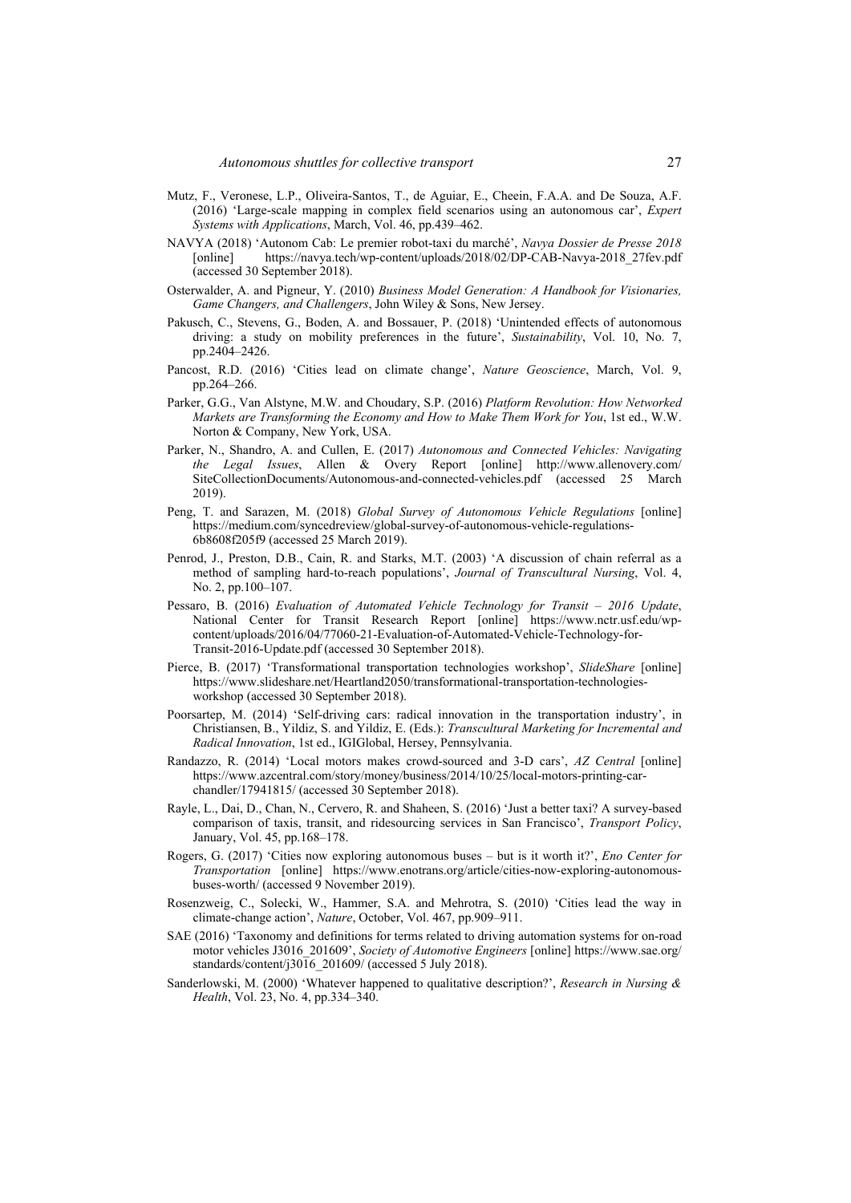Mutz, F., Veronese, L.P., Oliveira-Santos, T., de Aguiar, E., Cheein, F.A.A. and De Souza, A.F. (2016) 'Large-scale mapping in complex field scenarios using an autonomous car', *Expert Systems with Applications*, March, Vol. 46, pp.439–462.

NAVYA (2018) 'Autonom Cab: Le premier robot-taxi du marché', *Navya Dossier de Presse 2018* [online] https://navya.tech/wp-content/uploads/2018/02/DP-CAB-Navya-2018_27fev.pdf (accessed 30 September 2018).

Osterwalder, A. and Pigneur, Y. (2010) *Business Model Generation: A Handbook for Visionaries, Game Changers, and Challengers*, John Wiley & Sons, New Jersey.

Pakusch, C., Stevens, G., Boden, A. and Bossauer, P. (2018) 'Unintended effects of autonomous driving: a study on mobility preferences in the future', *Sustainability*, Vol. 10, No. 7, pp.2404–2426.

Pancost, R.D. (2016) 'Cities lead on climate change', *Nature Geoscience*, March, Vol. 9, pp.264–266.

Parker, G.G., Van Alstyne, M.W. and Choudary, S.P. (2016) *Platform Revolution: How Networked Markets are Transforming the Economy and How to Make Them Work for You*, 1st ed., W.W. Norton & Company, New York, USA.

Parker, N., Shandro, A. and Cullen, E. (2017) *Autonomous and Connected Vehicles: Navigating the Legal Issues*, Allen & Overy Report [online] http://www.allenovery.com/SiteCollectionDocuments/Autonomous-and-connected-vehicles.pdf (accessed 25 March 2019).

Peng, T. and Sarazen, M. (2018) *Global Survey of Autonomous Vehicle Regulations* [online] https://medium.com/syncedreview/global-survey-of-autonomous-vehicle-regulations-6b8608f205f9 (accessed 25 March 2019).

Penrod, J., Preston, D.B., Cain, R. and Starks, M.T. (2003) 'A discussion of chain referral as a method of sampling hard-to-reach populations', *Journal of Transcultural Nursing*, Vol. 4, No. 2, pp.100–107.

Pessaro, B. (2016) *Evaluation of Automated Vehicle Technology for Transit – 2016 Update*, National Center for Transit Research Report [online] https://www.nctr.usf.edu/wp-content/uploads/2016/04/77060-21-Evaluation-of-Automated-Vehicle-Technology-for-Transit-2016-Update.pdf (accessed 30 September 2018).

Pierce, B. (2017) 'Transformational transportation technologies workshop', *SlideShare* [online] https://www.slideshare.net/Heartland2050/transformational-transportation-technologies-workshop (accessed 30 September 2018).

Poorsartep, M. (2014) 'Self-driving cars: radical innovation in the transportation industry', in Christiansen, B., Yildiz, S. and Yildiz, E. (Eds.): *Transcultural Marketing for Incremental and Radical Innovation*, 1st ed., IGIGlobal, Hersey, Pennsylvania.

Randazzo, R. (2014) 'Local motors makes crowd-sourced and 3-D cars', *AZ Central* [online] https://www.azcentral.com/story/money/business/2014/10/25/local-motors-printing-car-chandler/17941815/ (accessed 30 September 2018).

Rayle, L., Dai, D., Chan, N., Cervero, R. and Shaheen, S. (2016) 'Just a better taxi? A survey-based comparison of taxis, transit, and ridesourcing services in San Francisco', *Transport Policy*, January, Vol. 45, pp.168–178.

Rogers, G. (2017) 'Cities now exploring autonomous buses – but is it worth it?', *Eno Center for Transportation* [online] https://www.enotrans.org/article/cities-now-exploring-autonomous-buses-worth/ (accessed 9 November 2019).

Rosenzweig, C., Solecki, W., Hammer, S.A. and Mehrotra, S. (2010) 'Cities lead the way in climate-change action', *Nature*, October, Vol. 467, pp.909–911.

SAE (2016) 'Taxonomy and definitions for terms related to driving automation systems for on-road motor vehicles J3016_201609', *Society of Automotive Engineers* [online] https://www.sae.org/standards/content/j3016_201609/ (accessed 5 July 2018).

Sanderlowski, M. (2000) 'Whatever happened to qualitative description?', *Research in Nursing & Health*, Vol. 23, No. 4, pp.334–340.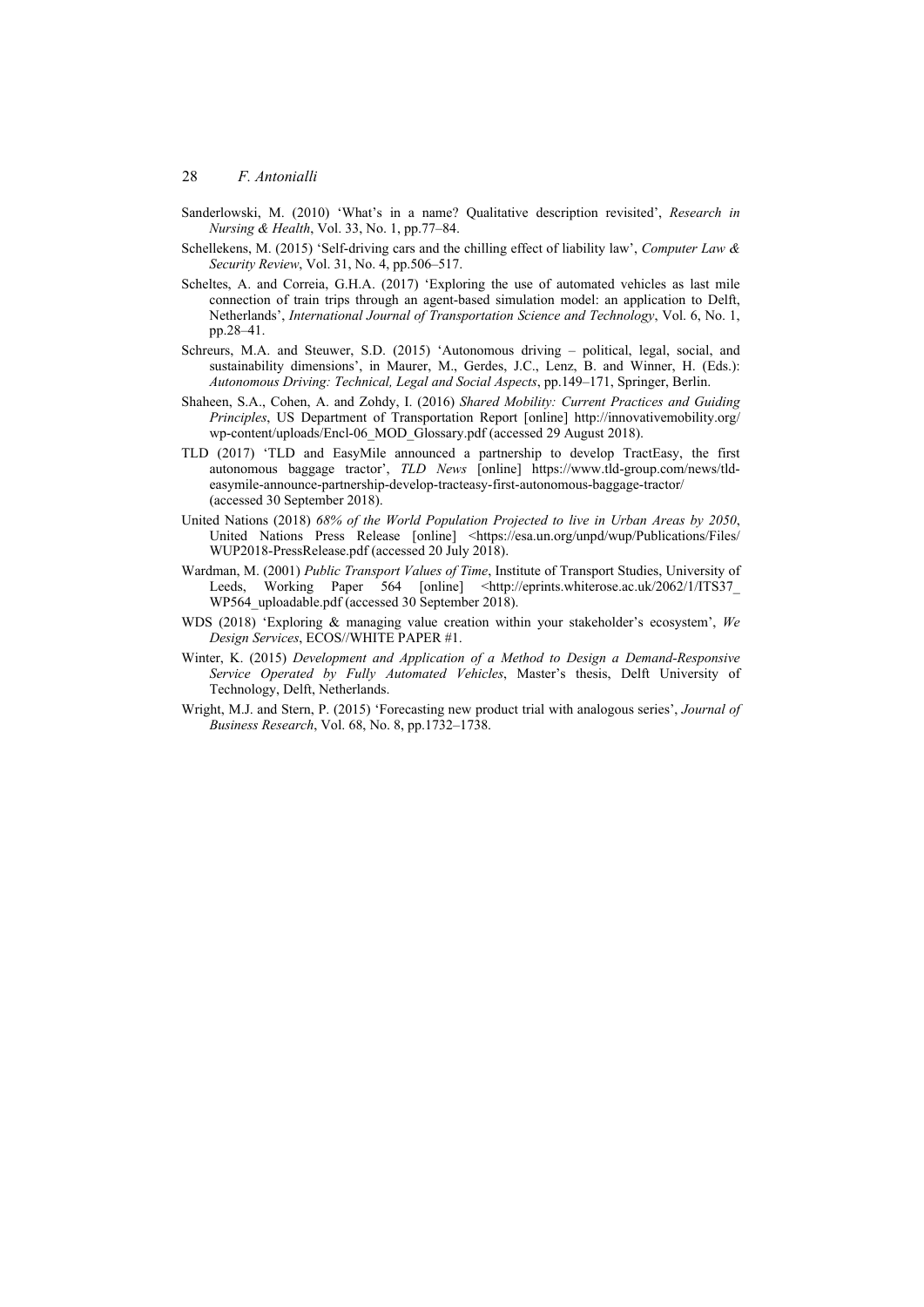Sanderlowski, M. (2010) 'What's in a name? Qualitative description revisited', *Research in Nursing & Health*, Vol. 33, No. 1, pp.77–84.

Schellekens, M. (2015) 'Self-driving cars and the chilling effect of liability law', *Computer Law & Security Review*, Vol. 31, No. 4, pp.506–517.

Scheltes, A. and Correia, G.H.A. (2017) 'Exploring the use of automated vehicles as last mile connection of train trips through an agent-based simulation model: an application to Delft, Netherlands', *International Journal of Transportation Science and Technology*, Vol. 6, No. 1, pp.28–41.

Schreurs, M.A. and Steuwer, S.D. (2015) 'Autonomous driving – political, legal, social, and sustainability dimensions', in Maurer, M., Gerdes, J.C., Lenz, B. and Winner, H. (Eds.): *Autonomous Driving: Technical, Legal and Social Aspects*, pp.149–171, Springer, Berlin.

Shaheen, S.A., Cohen, A. and Zohdy, I. (2016) *Shared Mobility: Current Practices and Guiding Principles*, US Department of Transportation Report [online] http://innovativemobility.org/wp-content/uploads/Encl-06_MOD_Glossary.pdf (accessed 29 August 2018).

TLD (2017) 'TLD and EasyMile announced a partnership to develop TractEasy, the first autonomous baggage tractor', *TLD News* [online] https://www.tld-group.com/news/tld-easymile-announce-partnership-develop-tracteasy-first-autonomous-baggage-tractor/ (accessed 30 September 2018).

United Nations (2018) *68% of the World Population Projected to live in Urban Areas by 2050*, United Nations Press Release [online] <https://esa.un.org/unpd/wup/Publications/Files/WUP2018-PressRelease.pdf (accessed 20 July 2018).

Wardman, M. (2001) *Public Transport Values of Time*, Institute of Transport Studies, University of Leeds, Working Paper 564 [online] <http://eprints.whiterose.ac.uk/2062/1/ITS37_WP564_uploadable.pdf (accessed 30 September 2018).

WDS (2018) 'Exploring & managing value creation within your stakeholder's ecosystem', *We Design Services*, ECOS//WHITE PAPER #1.

Winter, K. (2015) *Development and Application of a Method to Design a Demand-Responsive Service Operated by Fully Automated Vehicles*, Master's thesis, Delft University of Technology, Delft, Netherlands.

Wright, M.J. and Stern, P. (2015) 'Forecasting new product trial with analogous series', *Journal of Business Research*, Vol. 68, No. 8, pp.1732–1738.